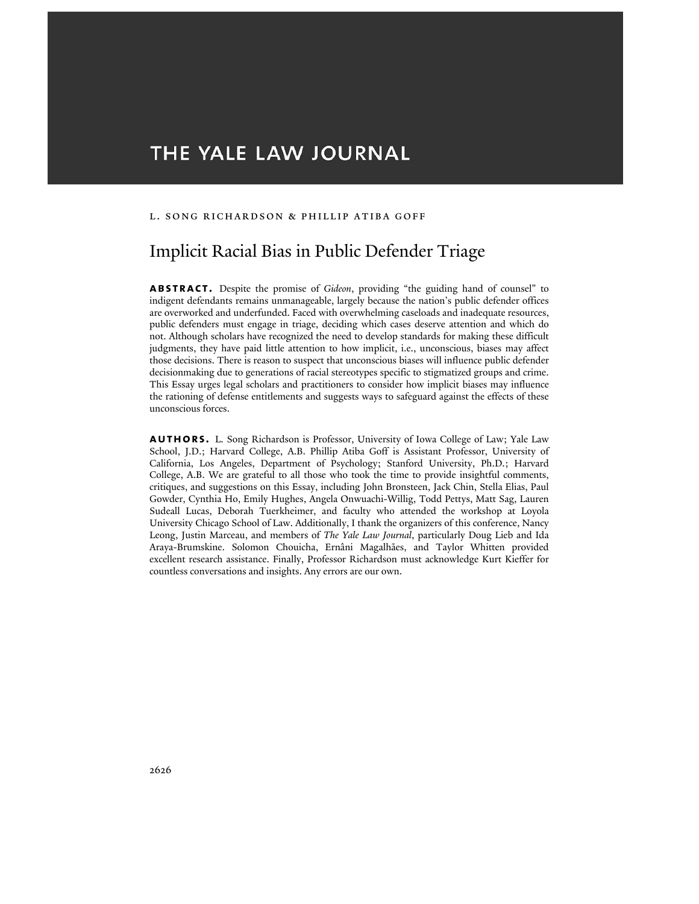# THE YALE LAW JOURNAL

L. SONG RICHARDSON & PHILLIP ATIBA GOFF

## Implicit Racial Bias in Public Defender Triage

**ABSTRACT.** Despite the promise of *Gideon*, providing "the guiding hand of counsel" to indigent defendants remains unmanageable, largely because the nation's public defender offices are overworked and underfunded. Faced with overwhelming caseloads and inadequate resources, public defenders must engage in triage, deciding which cases deserve attention and which do not. Although scholars have recognized the need to develop standards for making these difficult judgments, they have paid little attention to how implicit, i.e., unconscious, biases may affect those decisions. There is reason to suspect that unconscious biases will influence public defender decisionmaking due to generations of racial stereotypes specific to stigmatized groups and crime. This Essay urges legal scholars and practitioners to consider how implicit biases may influence the rationing of defense entitlements and suggests ways to safeguard against the effects of these unconscious forces.

**AUTHORS.** L. Song Richardson is Professor, University of Iowa College of Law; Yale Law School, J.D.; Harvard College, A.B. Phillip Atiba Goff is Assistant Professor, University of California, Los Angeles, Department of Psychology; Stanford University, Ph.D.; Harvard College, A.B. We are grateful to all those who took the time to provide insightful comments, critiques, and suggestions on this Essay, including John Bronsteen, Jack Chin, Stella Elias, Paul Gowder, Cynthia Ho, Emily Hughes, Angela Onwuachi-Willig, Todd Pettys, Matt Sag, Lauren Sudeall Lucas, Deborah Tuerkheimer, and faculty who attended the workshop at Loyola University Chicago School of Law. Additionally, I thank the organizers of this conference, Nancy Leong, Justin Marceau, and members of *The Yale Law Journal*, particularly Doug Lieb and Ida Araya-Brumskine. Solomon Chouicha, Ernâni Magalhães, and Taylor Whitten provided excellent research assistance. Finally, Professor Richardson must acknowledge Kurt Kieffer for countless conversations and insights. Any errors are our own.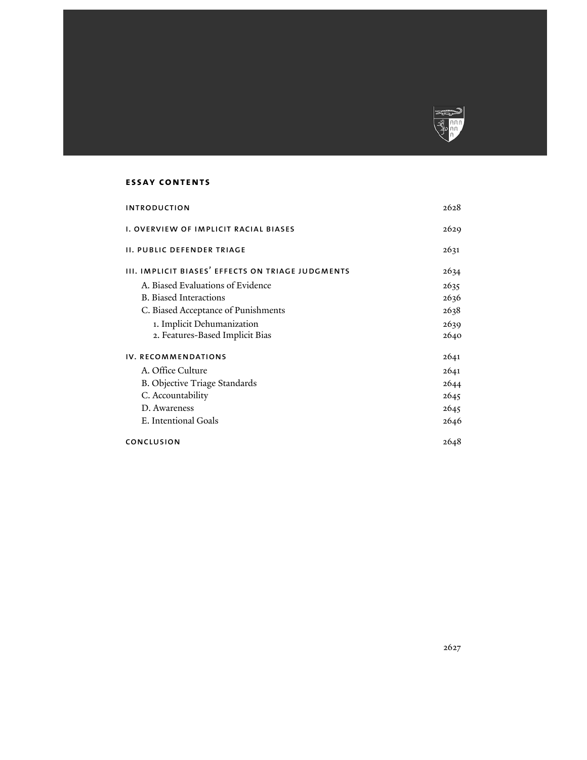## ESSAY CONTENTS

| | |
|---|---|
| INTRODUCTION | 2628 |
| I. OVERVIEW OF IMPLICIT RACIAL BIASES | 2629 |
| II. PUBLIC DEFENDER TRIAGE | 2631 |
| III. IMPLICIT BIASES' EFFECTS ON TRIAGE JUDGMENTS | 2634 |
| A. Biased Evaluations of Evidence | 2635 |
| B. Biased Interactions | 2636 |
| C. Biased Acceptance of Punishments | 2638 |
| 1. Implicit Dehumanization | 2639 |
| 2. Features-Based Implicit Bias | 2640 |
| IV. RECOMMENDATIONS | 2641 |
| A. Office Culture | 2641 |
| B. Objective Triage Standards | 2644 |
| C. Accountability | 2645 |
| D. Awareness | 2645 |
| E. Intentional Goals | 2646 |
| CONCLUSION | 2648 |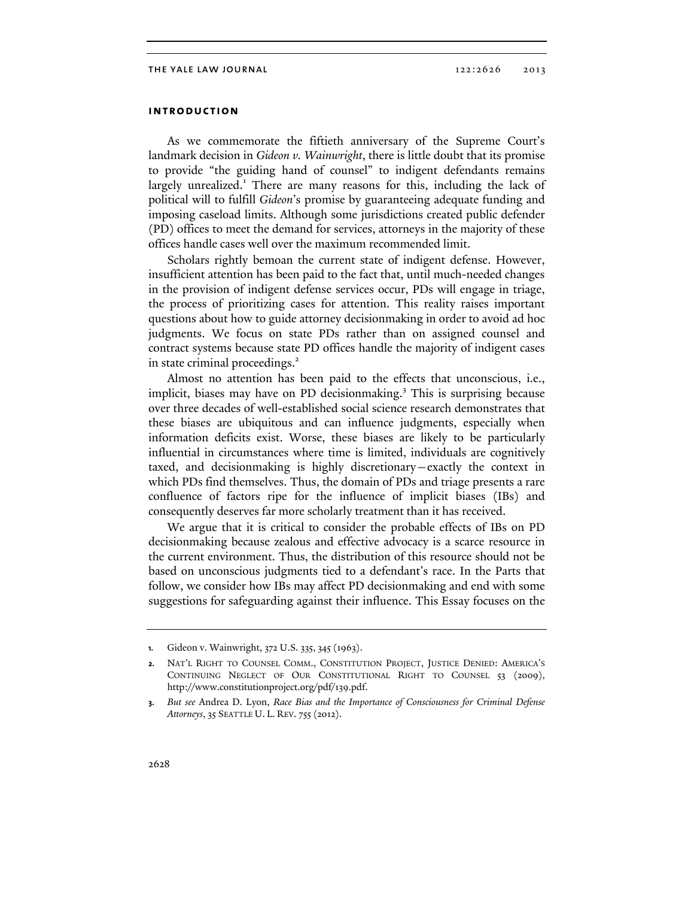## INTRODUCTION

As we commemorate the fiftieth anniversary of the Supreme Court's landmark decision in *Gideon v. Wainwright*, there is little doubt that its promise to provide "the guiding hand of counsel" to indigent defendants remains largely unrealized.[1] There are many reasons for this, including the lack of political will to fulfill *Gideon*'s promise by guaranteeing adequate funding and imposing caseload limits. Although some jurisdictions created public defender (PD) offices to meet the demand for services, attorneys in the majority of these offices handle cases well over the maximum recommended limit.

Scholars rightly bemoan the current state of indigent defense. However, insufficient attention has been paid to the fact that, until much-needed changes in the provision of indigent defense services occur, PDs will engage in triage, the process of prioritizing cases for attention. This reality raises important questions about how to guide attorney decisionmaking in order to avoid ad hoc judgments. We focus on state PDs rather than on assigned counsel and contract systems because state PD offices handle the majority of indigent cases in state criminal proceedings.[2]

Almost no attention has been paid to the effects that unconscious, i.e., implicit, biases may have on PD decisionmaking.[3] This is surprising because over three decades of well-established social science research demonstrates that these biases are ubiquitous and can influence judgments, especially when information deficits exist. Worse, these biases are likely to be particularly influential in circumstances where time is limited, individuals are cognitively taxed, and decisionmaking is highly discretionary—exactly the context in which PDs find themselves. Thus, the domain of PDs and triage presents a rare confluence of factors ripe for the influence of implicit biases (IBs) and consequently deserves far more scholarly treatment than it has received.

We argue that it is critical to consider the probable effects of IBs on PD decisionmaking because zealous and effective advocacy is a scarce resource in the current environment. Thus, the distribution of this resource should not be based on unconscious judgments tied to a defendant's race. In the Parts that follow, we consider how IBs may affect PD decisionmaking and end with some suggestions for safeguarding against their influence. This Essay focuses on the

---

1. Gideon v. Wainwright, 372 U.S. 335, 345 (1963).

2. NAT'L RIGHT TO COUNSEL COMM., CONSTITUTION PROJECT, JUSTICE DENIED: AMERICA'S CONTINUING NEGLECT OF OUR CONSTITUTIONAL RIGHT TO COUNSEL 53 (2009), http://www.constitutionproject.org/pdf/139.pdf.

3. *But see* Andrea D. Lyon, *Race Bias and the Importance of Consciousness for Criminal Defense Attorneys*, 35 SEATTLE U. L. REV. 755 (2012).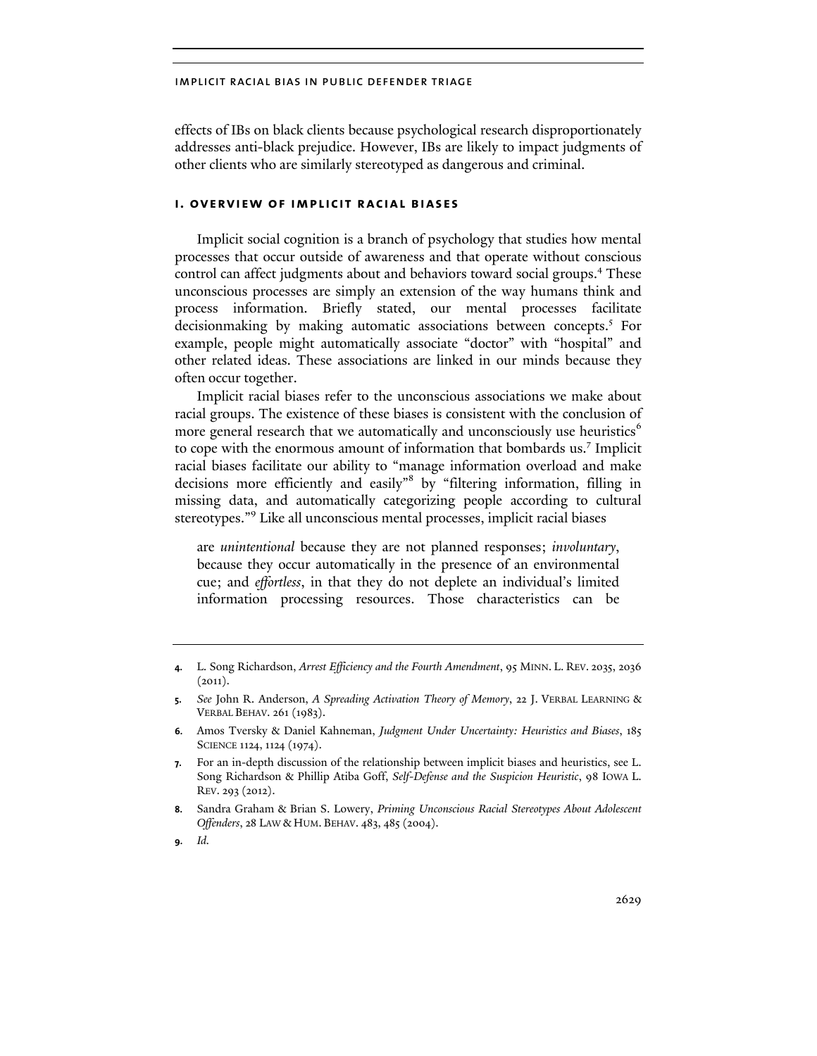effects of IBs on black clients because psychological research disproportionately addresses anti-black prejudice. However, IBs are likely to impact judgments of other clients who are similarly stereotyped as dangerous and criminal.

## I. OVERVIEW OF IMPLICIT RACIAL BIASES

Implicit social cognition is a branch of psychology that studies how mental processes that occur outside of awareness and that operate without conscious control can affect judgments about and behaviors toward social groups.[4] These unconscious processes are simply an extension of the way humans think and process information. Briefly stated, our mental processes facilitate decisionmaking by making automatic associations between concepts.[5] For example, people might automatically associate "doctor" with "hospital" and other related ideas. These associations are linked in our minds because they often occur together.

Implicit racial biases refer to the unconscious associations we make about racial groups. The existence of these biases is consistent with the conclusion of more general research that we automatically and unconsciously use heuristics[6] to cope with the enormous amount of information that bombards us.[7] Implicit racial biases facilitate our ability to "manage information overload and make decisions more efficiently and easily"[8] by "filtering information, filling in missing data, and automatically categorizing people according to cultural stereotypes."[9] Like all unconscious mental processes, implicit racial biases

> are *unintentional* because they are not planned responses; *involuntary*, because they occur automatically in the presence of an environmental cue; and *effortless*, in that they do not deplete an individual's limited information processing resources. Those characteristics can be

---

4. L. Song Richardson, *Arrest Efficiency and the Fourth Amendment*, 95 MINN. L. REV. 2035, 2036 (2011).
5. *See* John R. Anderson, *A Spreading Activation Theory of Memory*, 22 J. VERBAL LEARNING & VERBAL BEHAV. 261 (1983).
6. Amos Tversky & Daniel Kahneman, *Judgment Under Uncertainty: Heuristics and Biases*, 185 SCIENCE 1124, 1124 (1974).
7. For an in-depth discussion of the relationship between implicit biases and heuristics, see L. Song Richardson & Phillip Atiba Goff, *Self-Defense and the Suspicion Heuristic*, 98 IOWA L. REV. 293 (2012).
8. Sandra Graham & Brian S. Lowery, *Priming Unconscious Racial Stereotypes About Adolescent Offenders*, 28 LAW & HUM. BEHAV. 483, 485 (2004).
9. *Id.*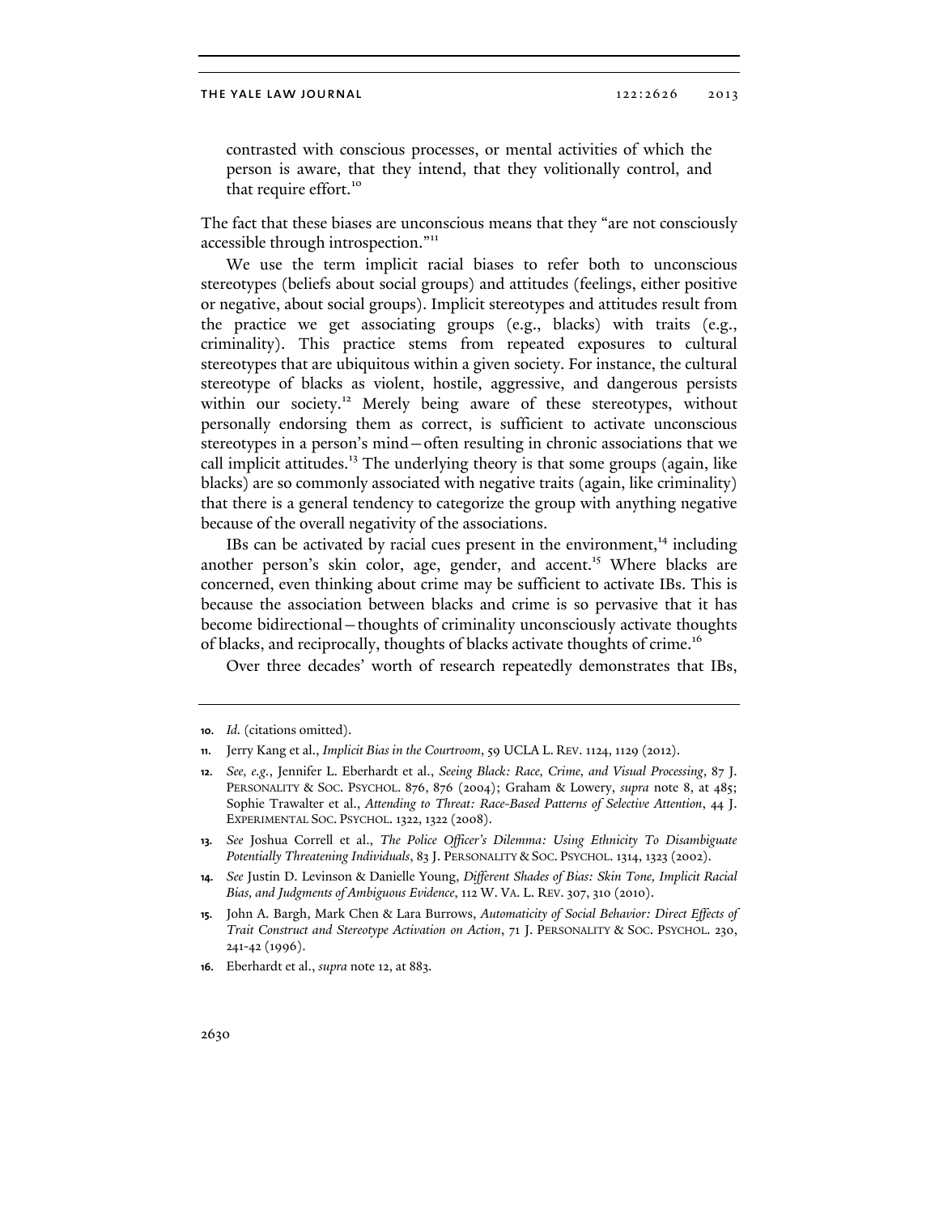contrasted with conscious processes, or mental activities of which the person is aware, that they intend, that they volitionally control, and that require effort.[10]

The fact that these biases are unconscious means that they "are not consciously accessible through introspection."[11]

We use the term implicit racial biases to refer both to unconscious stereotypes (beliefs about social groups) and attitudes (feelings, either positive or negative, about social groups). Implicit stereotypes and attitudes result from the practice we get associating groups (e.g., blacks) with traits (e.g., criminality). This practice stems from repeated exposures to cultural stereotypes that are ubiquitous within a given society. For instance, the cultural stereotype of blacks as violent, hostile, aggressive, and dangerous persists within our society.[12] Merely being aware of these stereotypes, without personally endorsing them as correct, is sufficient to activate unconscious stereotypes in a person's mind—often resulting in chronic associations that we call implicit attitudes.[13] The underlying theory is that some groups (again, like blacks) are so commonly associated with negative traits (again, like criminality) that there is a general tendency to categorize the group with anything negative because of the overall negativity of the associations.

IBs can be activated by racial cues present in the environment,[14] including another person's skin color, age, gender, and accent.[15] Where blacks are concerned, even thinking about crime may be sufficient to activate IBs. This is because the association between blacks and crime is so pervasive that it has become bidirectional—thoughts of criminality unconsciously activate thoughts of blacks, and reciprocally, thoughts of blacks activate thoughts of crime.[16]

Over three decades' worth of research repeatedly demonstrates that IBs,

---

10. *Id.* (citations omitted).

11. Jerry Kang et al., *Implicit Bias in the Courtroom*, 59 UCLA L. REV. 1124, 1129 (2012).

12. *See, e.g.*, Jennifer L. Eberhardt et al., *Seeing Black: Race, Crime, and Visual Processing*, 87 J. PERSONALITY & SOC. PSYCHOL. 876, 876 (2004); Graham & Lowery, *supra* note 8, at 485; Sophie Trawalter et al., *Attending to Threat: Race-Based Patterns of Selective Attention*, 44 J. EXPERIMENTAL SOC. PSYCHOL. 1322, 1322 (2008).

13. *See* Joshua Correll et al., *The Police Officer's Dilemma: Using Ethnicity To Disambiguate Potentially Threatening Individuals*, 83 J. PERSONALITY & SOC. PSYCHOL. 1314, 1323 (2002).

14. *See* Justin D. Levinson & Danielle Young, *Different Shades of Bias: Skin Tone, Implicit Racial Bias, and Judgments of Ambiguous Evidence*, 112 W. VA. L. REV. 307, 310 (2010).

15. John A. Bargh, Mark Chen & Lara Burrows, *Automaticity of Social Behavior: Direct Effects of Trait Construct and Stereotype Activation on Action*, 71 J. PERSONALITY & SOC. PSYCHOL. 230, 241-42 (1996).

16. Eberhardt et al., *supra* note 12, at 883.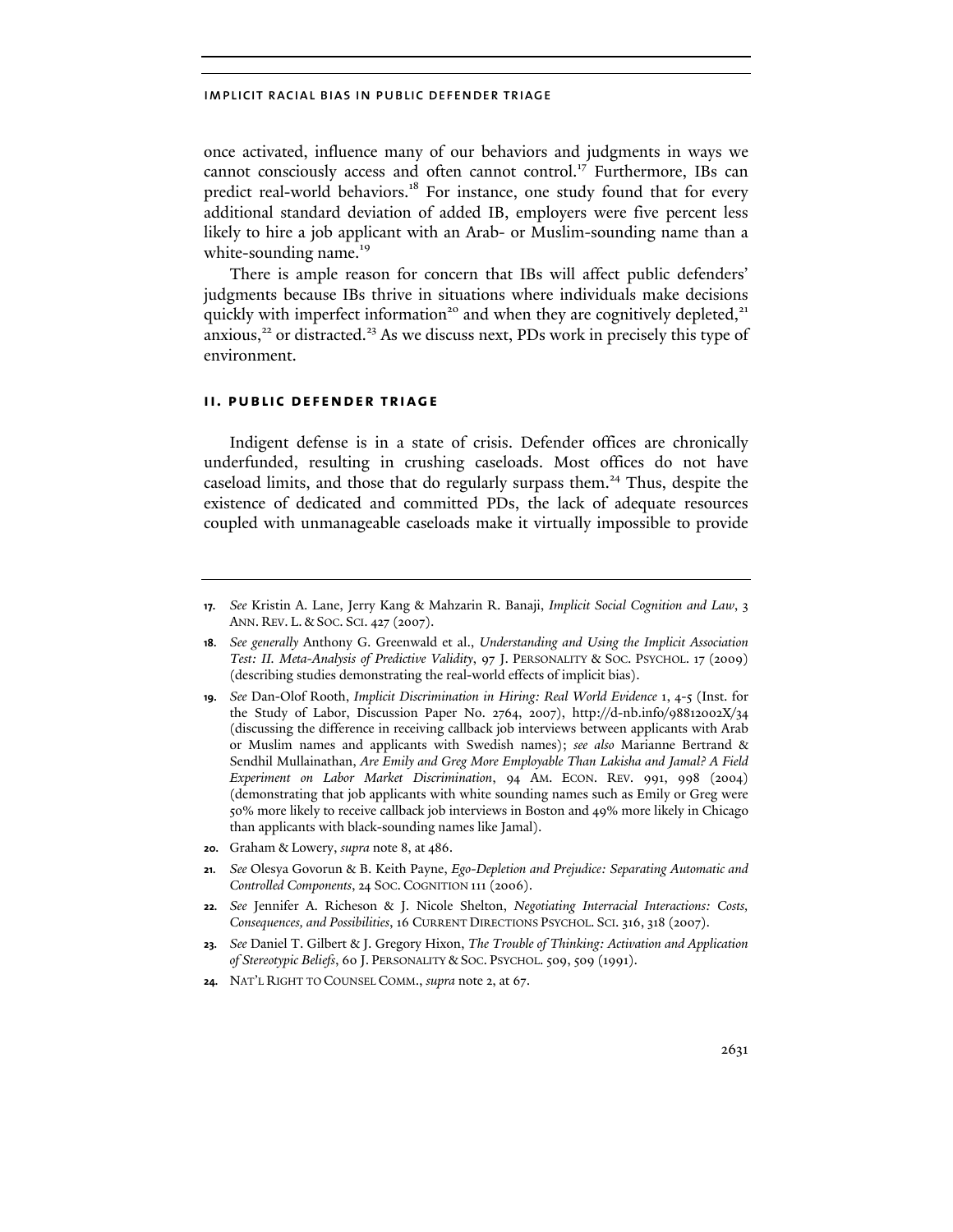once activated, influence many of our behaviors and judgments in ways we cannot consciously access and often cannot control.[17] Furthermore, IBs can predict real-world behaviors.[18] For instance, one study found that for every additional standard deviation of added IB, employers were five percent less likely to hire a job applicant with an Arab- or Muslim-sounding name than a white-sounding name.[19]

There is ample reason for concern that IBs will affect public defenders' judgments because IBs thrive in situations where individuals make decisions quickly with imperfect information[20] and when they are cognitively depleted,[21] anxious,[22] or distracted.[23] As we discuss next, PDs work in precisely this type of environment.

## II. PUBLIC DEFENDER TRIAGE

Indigent defense is in a state of crisis. Defender offices are chronically underfunded, resulting in crushing caseloads. Most offices do not have caseload limits, and those that do regularly surpass them.[24] Thus, despite the existence of dedicated and committed PDs, the lack of adequate resources coupled with unmanageable caseloads make it virtually impossible to provide

---

17. *See* Kristin A. Lane, Jerry Kang & Mahzarin R. Banaji, *Implicit Social Cognition and Law*, 3 ANN. REV. L. & SOC. SCI. 427 (2007).

18. *See generally* Anthony G. Greenwald et al., *Understanding and Using the Implicit Association Test: II. Meta-Analysis of Predictive Validity*, 97 J. PERSONALITY & SOC. PSYCHOL. 17 (2009) (describing studies demonstrating the real-world effects of implicit bias).

19. *See* Dan-Olof Rooth, *Implicit Discrimination in Hiring: Real World Evidence* 1, 4-5 (Inst. for the Study of Labor, Discussion Paper No. 2764, 2007), http://d-nb.info/98812002X/34 (discussing the difference in receiving callback job interviews between applicants with Arab or Muslim names and applicants with Swedish names); *see also* Marianne Bertrand & Sendhil Mullainathan, *Are Emily and Greg More Employable Than Lakisha and Jamal? A Field Experiment on Labor Market Discrimination*, 94 AM. ECON. REV. 991, 998 (2004) (demonstrating that job applicants with white sounding names such as Emily or Greg were 50% more likely to receive callback job interviews in Boston and 49% more likely in Chicago than applicants with black-sounding names like Jamal).

20. Graham & Lowery, *supra* note 8, at 486.

21. *See* Olesya Govorun & B. Keith Payne, *Ego-Depletion and Prejudice: Separating Automatic and Controlled Components*, 24 SOC. COGNITION 111 (2006).

22. *See* Jennifer A. Richeson & J. Nicole Shelton, *Negotiating Interracial Interactions: Costs, Consequences, and Possibilities*, 16 CURRENT DIRECTIONS PSYCHOL. SCI. 316, 318 (2007).

23. *See* Daniel T. Gilbert & J. Gregory Hixon, *The Trouble of Thinking: Activation and Application of Stereotypic Beliefs*, 60 J. PERSONALITY & SOC. PSYCHOL. 509, 509 (1991).

24. NAT'L RIGHT TO COUNSEL COMM., *supra* note 2, at 67.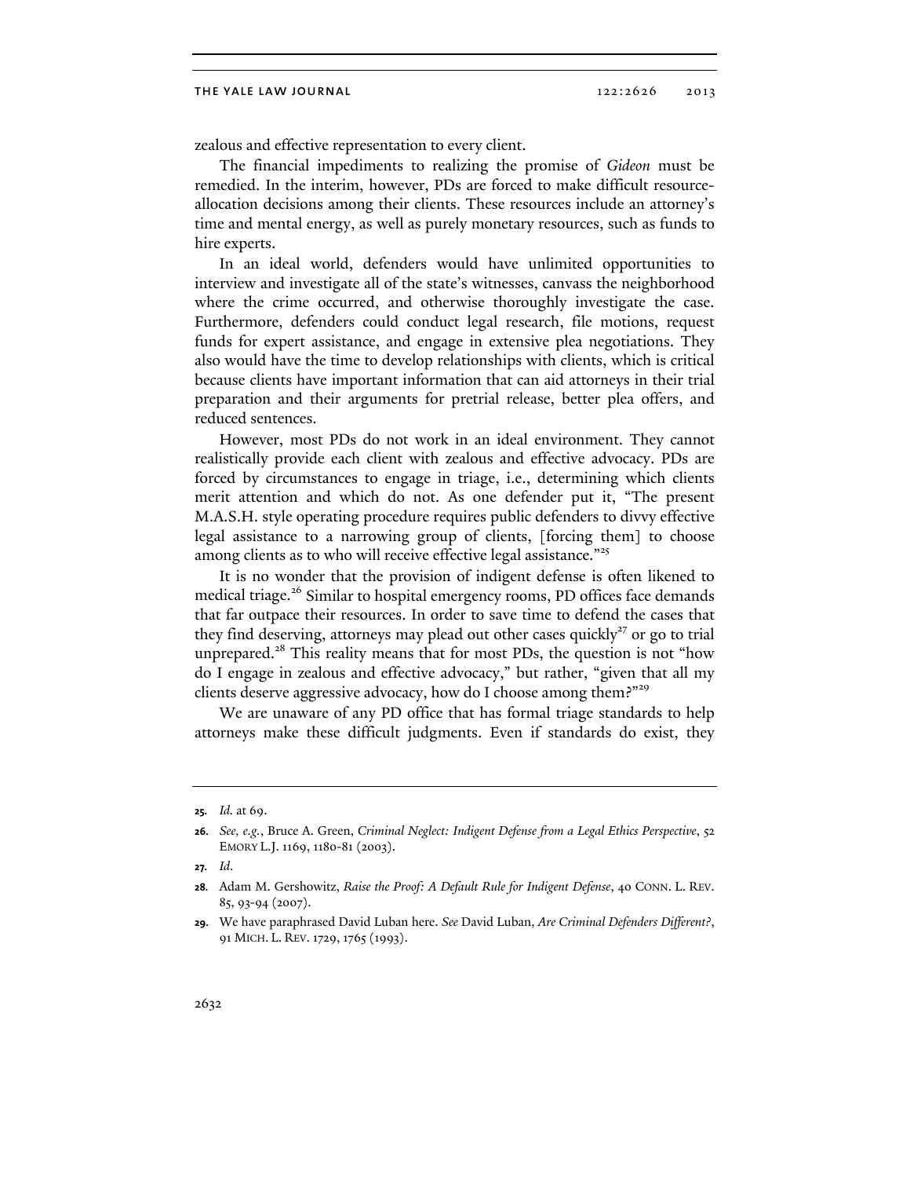zealous and effective representation to every client.

The financial impediments to realizing the promise of *Gideon* must be remedied. In the interim, however, PDs are forced to make difficult resource-allocation decisions among their clients. These resources include an attorney's time and mental energy, as well as purely monetary resources, such as funds to hire experts.

In an ideal world, defenders would have unlimited opportunities to interview and investigate all of the state's witnesses, canvass the neighborhood where the crime occurred, and otherwise thoroughly investigate the case. Furthermore, defenders could conduct legal research, file motions, request funds for expert assistance, and engage in extensive plea negotiations. They also would have the time to develop relationships with clients, which is critical because clients have important information that can aid attorneys in their trial preparation and their arguments for pretrial release, better plea offers, and reduced sentences.

However, most PDs do not work in an ideal environment. They cannot realistically provide each client with zealous and effective advocacy. PDs are forced by circumstances to engage in triage, i.e., determining which clients merit attention and which do not. As one defender put it, "The present M.A.S.H. style operating procedure requires public defenders to divvy effective legal assistance to a narrowing group of clients, [forcing them] to choose among clients as to who will receive effective legal assistance."[25]

It is no wonder that the provision of indigent defense is often likened to medical triage.[26] Similar to hospital emergency rooms, PD offices face demands that far outpace their resources. In order to save time to defend the cases that they find deserving, attorneys may plead out other cases quickly[27] or go to trial unprepared.[28] This reality means that for most PDs, the question is not "how do I engage in zealous and effective advocacy," but rather, "given that all my clients deserve aggressive advocacy, how do I choose among them?"[29]

We are unaware of any PD office that has formal triage standards to help attorneys make these difficult judgments. Even if standards do exist, they

---

**25.** *Id.* at 69.

**26.** *See, e.g.*, Bruce A. Green, *Criminal Neglect: Indigent Defense from a Legal Ethics Perspective*, 52 EMORY L.J. 1169, 1180-81 (2003).

**27.** *Id.*

**28.** Adam M. Gershowitz, *Raise the Proof: A Default Rule for Indigent Defense*, 40 CONN. L. REV. 85, 93-94 (2007).

**29.** We have paraphrased David Luban here. *See* David Luban, *Are Criminal Defenders Different?*, 91 MICH. L. REV. 1729, 1765 (1993).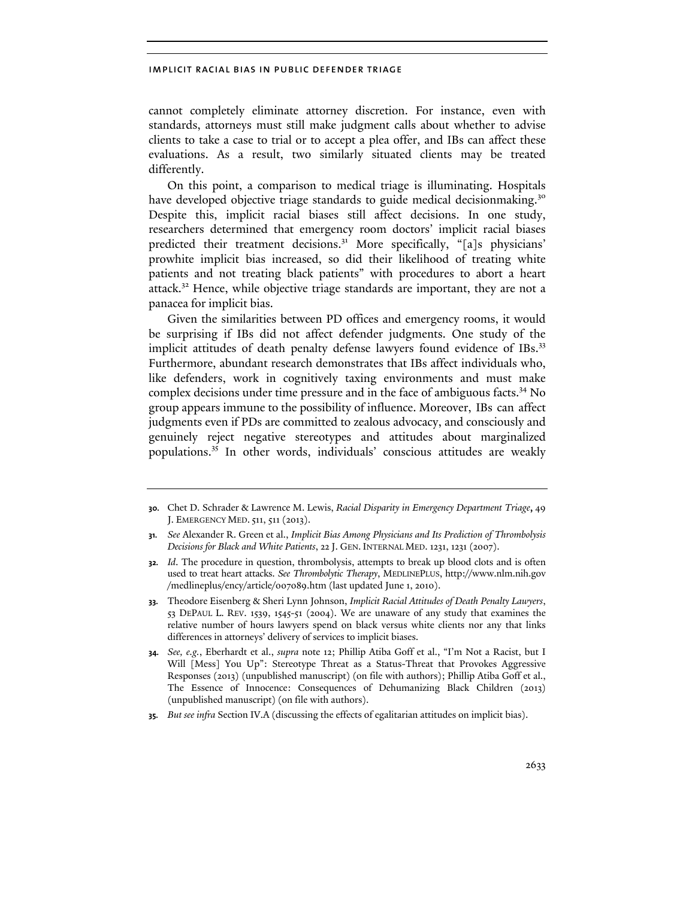cannot completely eliminate attorney discretion. For instance, even with standards, attorneys must still make judgment calls about whether to advise clients to take a case to trial or to accept a plea offer, and IBs can affect these evaluations. As a result, two similarly situated clients may be treated differently.

On this point, a comparison to medical triage is illuminating. Hospitals have developed objective triage standards to guide medical decisionmaking.[30] Despite this, implicit racial biases still affect decisions. In one study, researchers determined that emergency room doctors' implicit racial biases predicted their treatment decisions.[31] More specifically, "[a]s physicians' prowhite implicit bias increased, so did their likelihood of treating white patients and not treating black patients" with procedures to abort a heart attack.[32] Hence, while objective triage standards are important, they are not a panacea for implicit bias.

Given the similarities between PD offices and emergency rooms, it would be surprising if IBs did not affect defender judgments. One study of the implicit attitudes of death penalty defense lawyers found evidence of IBs.[33] Furthermore, abundant research demonstrates that IBs affect individuals who, like defenders, work in cognitively taxing environments and must make complex decisions under time pressure and in the face of ambiguous facts.[34] No group appears immune to the possibility of influence. Moreover, IBs can affect judgments even if PDs are committed to zealous advocacy, and consciously and genuinely reject negative stereotypes and attitudes about marginalized populations.[35] In other words, individuals' conscious attitudes are weakly

---

**30.** Chet D. Schrader & Lawrence M. Lewis, *Racial Disparity in Emergency Department Triage*, 49 J. EMERGENCY MED. 511, 511 (2013).

**31.** *See* Alexander R. Green et al., *Implicit Bias Among Physicians and Its Prediction of Thrombolysis Decisions for Black and White Patients*, 22 J. GEN. INTERNAL MED. 1231, 1231 (2007).

**32.** *Id*. The procedure in question, thrombolysis, attempts to break up blood clots and is often used to treat heart attacks. *See Thrombolytic Therapy*, MEDLINEPLUS, http://www.nlm.nih.gov/medlineplus/ency/article/007089.htm (last updated June 1, 2010).

**33.** Theodore Eisenberg & Sheri Lynn Johnson, *Implicit Racial Attitudes of Death Penalty Lawyers*, 53 DEPAUL L. REV. 1539, 1545-51 (2004). We are unaware of any study that examines the relative number of hours lawyers spend on black versus white clients nor any that links differences in attorneys' delivery of services to implicit biases.

**34.** *See, e.g.*, Eberhardt et al., *supra* note 12; Phillip Atiba Goff et al., "I'm Not a Racist, but I Will [Mess] You Up": Stereotype Threat as a Status-Threat that Provokes Aggressive Responses (2013) (unpublished manuscript) (on file with authors); Phillip Atiba Goff et al., The Essence of Innocence: Consequences of Dehumanizing Black Children (2013) (unpublished manuscript) (on file with authors).

**35.** *But see infra* Section IV.A (discussing the effects of egalitarian attitudes on implicit bias).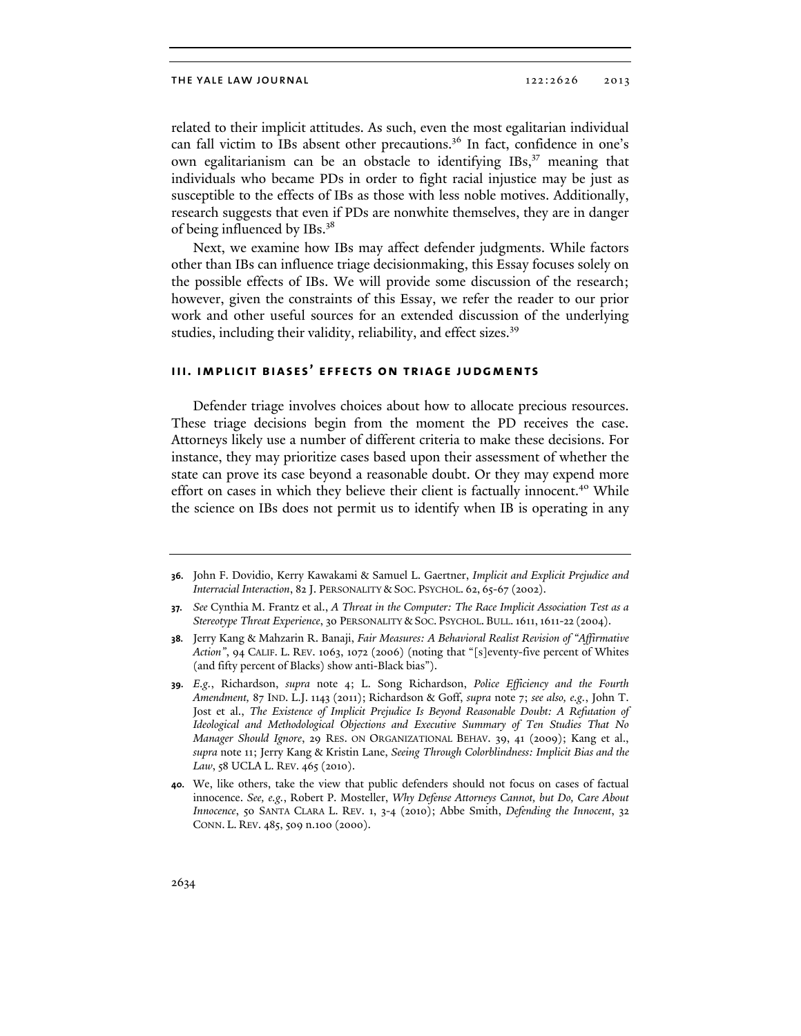related to their implicit attitudes. As such, even the most egalitarian individual can fall victim to IBs absent other precautions.[36] In fact, confidence in one's own egalitarianism can be an obstacle to identifying IBs,[37] meaning that individuals who became PDs in order to fight racial injustice may be just as susceptible to the effects of IBs as those with less noble motives. Additionally, research suggests that even if PDs are nonwhite themselves, they are in danger of being influenced by IBs.[38]

Next, we examine how IBs may affect defender judgments. While factors other than IBs can influence triage decisionmaking, this Essay focuses solely on the possible effects of IBs. We will provide some discussion of the research; however, given the constraints of this Essay, we refer the reader to our prior work and other useful sources for an extended discussion of the underlying studies, including their validity, reliability, and effect sizes.[39]

## III. IMPLICIT BIASES' EFFECTS ON TRIAGE JUDGMENTS

Defender triage involves choices about how to allocate precious resources. These triage decisions begin from the moment the PD receives the case. Attorneys likely use a number of different criteria to make these decisions. For instance, they may prioritize cases based upon their assessment of whether the state can prove its case beyond a reasonable doubt. Or they may expend more effort on cases in which they believe their client is factually innocent.[40] While the science on IBs does not permit us to identify when IB is operating in any

---

**36.** John F. Dovidio, Kerry Kawakami & Samuel L. Gaertner, *Implicit and Explicit Prejudice and Interracial Interaction*, 82 J. PERSONALITY & SOC. PSYCHOL. 62, 65-67 (2002).

**37.** *See* Cynthia M. Frantz et al., *A Threat in the Computer: The Race Implicit Association Test as a Stereotype Threat Experience*, 30 PERSONALITY & SOC. PSYCHOL. BULL. 1611, 1611-22 (2004).

**38.** Jerry Kang & Mahzarin R. Banaji, *Fair Measures: A Behavioral Realist Revision of "Affirmative Action"*, 94 CALIF. L. REV. 1063, 1072 (2006) (noting that "[s]eventy-five percent of Whites (and fifty percent of Blacks) show anti-Black bias").

**39.** *E.g.*, Richardson, *supra* note 4; L. Song Richardson, *Police Efficiency and the Fourth Amendment*, 87 IND. L.J. 1143 (2011); Richardson & Goff, *supra* note 7; *see also, e.g.*, John T. Jost et al., *The Existence of Implicit Prejudice Is Beyond Reasonable Doubt: A Refutation of Ideological and Methodological Objections and Executive Summary of Ten Studies That No Manager Should Ignore*, 29 RES. ON ORGANIZATIONAL BEHAV. 39, 41 (2009); Kang et al., *supra* note 11; Jerry Kang & Kristin Lane, *Seeing Through Colorblindness: Implicit Bias and the Law*, 58 UCLA L. REV. 465 (2010).

**40.** We, like others, take the view that public defenders should not focus on cases of factual innocence. *See, e.g.*, Robert P. Mosteller, *Why Defense Attorneys Cannot, but Do, Care About Innocence*, 50 SANTA CLARA L. REV. 1, 3-4 (2010); Abbe Smith, *Defending the Innocent*, 32 CONN. L. REV. 485, 509 n.100 (2000).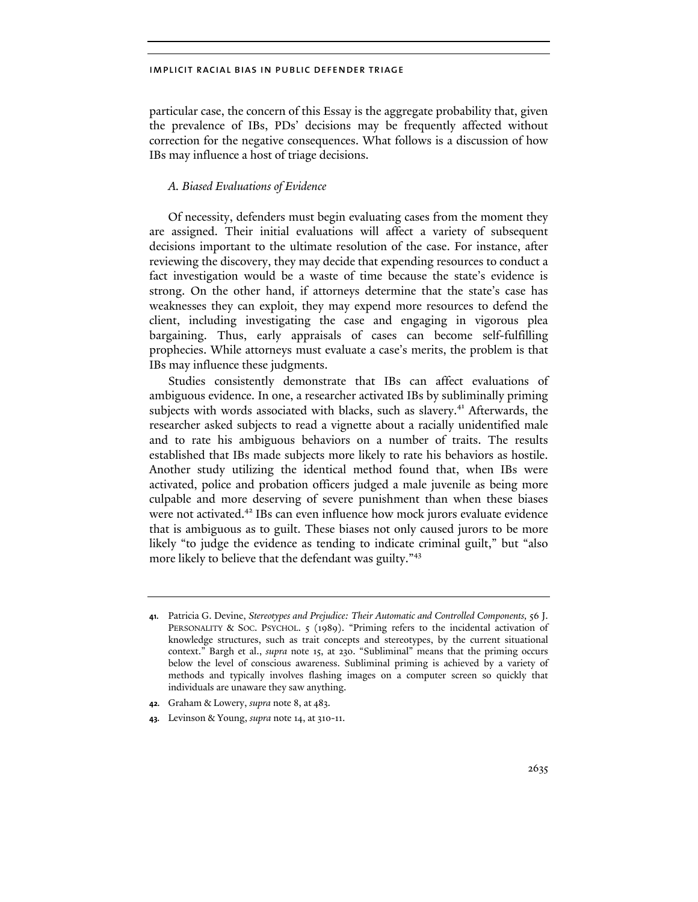particular case, the concern of this Essay is the aggregate probability that, given the prevalence of IBs, PDs' decisions may be frequently affected without correction for the negative consequences. What follows is a discussion of how IBs may influence a host of triage decisions.

### *A. Biased Evaluations of Evidence*

Of necessity, defenders must begin evaluating cases from the moment they are assigned. Their initial evaluations will affect a variety of subsequent decisions important to the ultimate resolution of the case. For instance, after reviewing the discovery, they may decide that expending resources to conduct a fact investigation would be a waste of time because the state's evidence is strong. On the other hand, if attorneys determine that the state's case has weaknesses they can exploit, they may expend more resources to defend the client, including investigating the case and engaging in vigorous plea bargaining. Thus, early appraisals of cases can become self-fulfilling prophecies. While attorneys must evaluate a case's merits, the problem is that IBs may influence these judgments.

Studies consistently demonstrate that IBs can affect evaluations of ambiguous evidence. In one, a researcher activated IBs by subliminally priming subjects with words associated with blacks, such as slavery.[41] Afterwards, the researcher asked subjects to read a vignette about a racially unidentified male and to rate his ambiguous behaviors on a number of traits. The results established that IBs made subjects more likely to rate his behaviors as hostile. Another study utilizing the identical method found that, when IBs were activated, police and probation officers judged a male juvenile as being more culpable and more deserving of severe punishment than when these biases were not activated.[42] IBs can even influence how mock jurors evaluate evidence that is ambiguous as to guilt. These biases not only caused jurors to be more likely "to judge the evidence as tending to indicate criminal guilt," but "also more likely to believe that the defendant was guilty."[43]

---

**41.** Patricia G. Devine, *Stereotypes and Prejudice: Their Automatic and Controlled Components*, 56 J. PERSONALITY & SOC. PSYCHOL. 5 (1989). "Priming refers to the incidental activation of knowledge structures, such as trait concepts and stereotypes, by the current situational context." Bargh et al., *supra* note 15, at 230. "Subliminal" means that the priming occurs below the level of conscious awareness. Subliminal priming is achieved by a variety of methods and typically involves flashing images on a computer screen so quickly that individuals are unaware they saw anything.

**42.** Graham & Lowery, *supra* note 8, at 483.

**43.** Levinson & Young, *supra* note 14, at 310-11.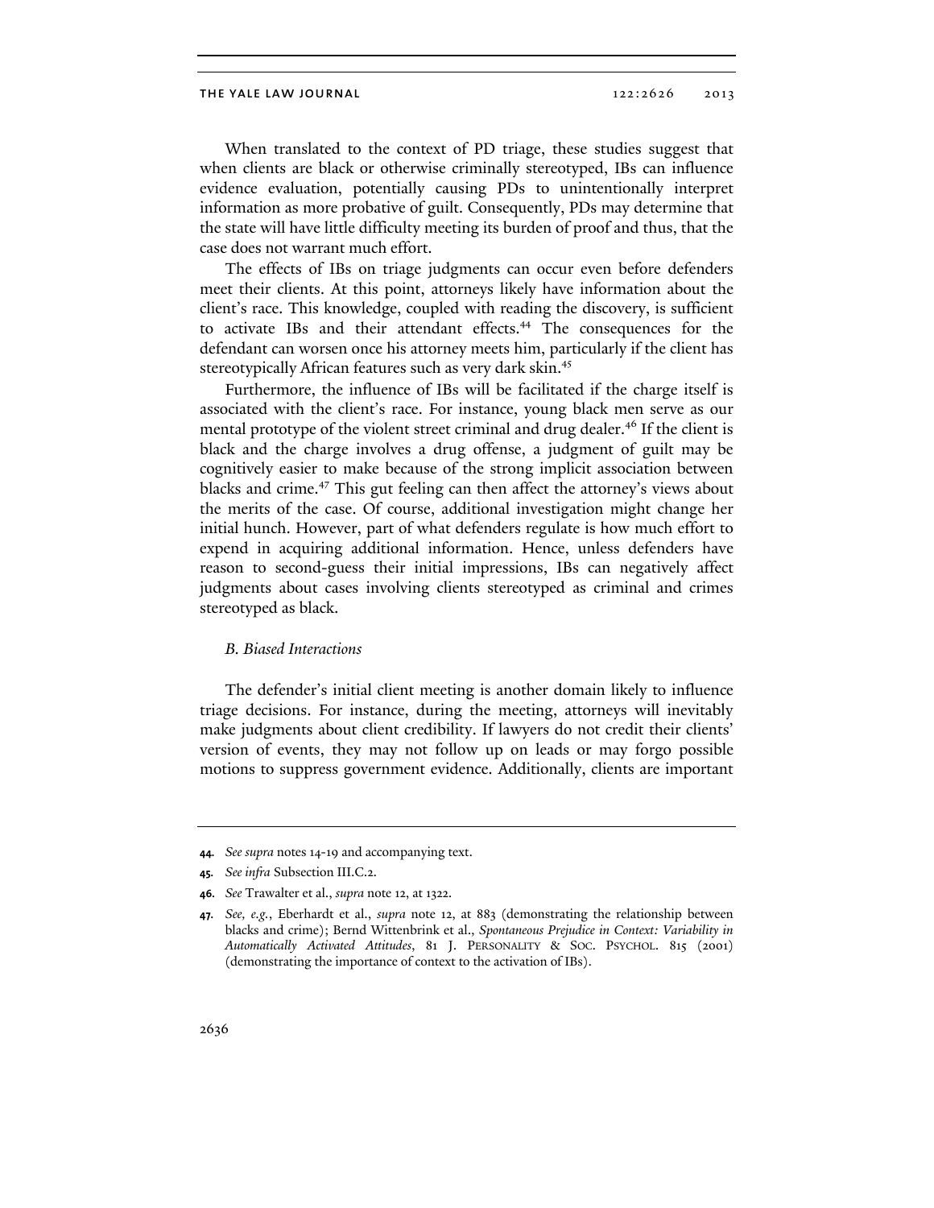When translated to the context of PD triage, these studies suggest that when clients are black or otherwise criminally stereotyped, IBs can influence evidence evaluation, potentially causing PDs to unintentionally interpret information as more probative of guilt. Consequently, PDs may determine that the state will have little difficulty meeting its burden of proof and thus, that the case does not warrant much effort.

The effects of IBs on triage judgments can occur even before defenders meet their clients. At this point, attorneys likely have information about the client's race. This knowledge, coupled with reading the discovery, is sufficient to activate IBs and their attendant effects.[44] The consequences for the defendant can worsen once his attorney meets him, particularly if the client has stereotypically African features such as very dark skin.[45]

Furthermore, the influence of IBs will be facilitated if the charge itself is associated with the client's race. For instance, young black men serve as our mental prototype of the violent street criminal and drug dealer.[46] If the client is black and the charge involves a drug offense, a judgment of guilt may be cognitively easier to make because of the strong implicit association between blacks and crime.[47] This gut feeling can then affect the attorney's views about the merits of the case. Of course, additional investigation might change her initial hunch. However, part of what defenders regulate is how much effort to expend in acquiring additional information. Hence, unless defenders have reason to second-guess their initial impressions, IBs can negatively affect judgments about cases involving clients stereotyped as criminal and crimes stereotyped as black.

### *B. Biased Interactions*

The defender's initial client meeting is another domain likely to influence triage decisions. For instance, during the meeting, attorneys will inevitably make judgments about client credibility. If lawyers do not credit their clients' version of events, they may not follow up on leads or may forgo possible motions to suppress government evidence. Additionally, clients are important

---

**44.** *See supra* notes 14-19 and accompanying text.

**45.** *See infra* Subsection III.C.2.

**46.** *See* Trawalter et al., *supra* note 12, at 1322.

**47.** *See, e.g.*, Eberhardt et al., *supra* note 12, at 883 (demonstrating the relationship between blacks and crime); Bernd Wittenbrink et al., *Spontaneous Prejudice in Context: Variability in Automatically Activated Attitudes*, 81 J. PERSONALITY & SOC. PSYCHOL. 815 (2001) (demonstrating the importance of context to the activation of IBs).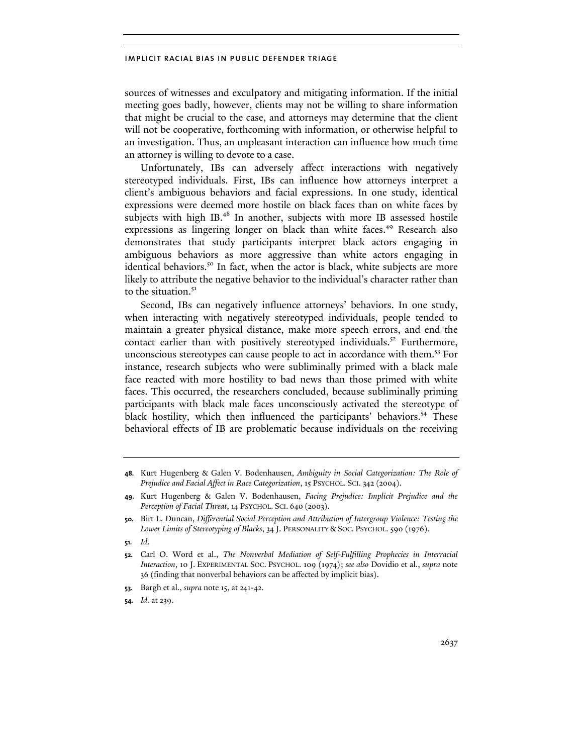sources of witnesses and exculpatory and mitigating information. If the initial meeting goes badly, however, clients may not be willing to share information that might be crucial to the case, and attorneys may determine that the client will not be cooperative, forthcoming with information, or otherwise helpful to an investigation. Thus, an unpleasant interaction can influence how much time an attorney is willing to devote to a case.

Unfortunately, IBs can adversely affect interactions with negatively stereotyped individuals. First, IBs can influence how attorneys interpret a client's ambiguous behaviors and facial expressions. In one study, identical expressions were deemed more hostile on black faces than on white faces by subjects with high IB.[48] In another, subjects with more IB assessed hostile expressions as lingering longer on black than white faces.[49] Research also demonstrates that study participants interpret black actors engaging in ambiguous behaviors as more aggressive than white actors engaging in identical behaviors.[50] In fact, when the actor is black, white subjects are more likely to attribute the negative behavior to the individual's character rather than to the situation.[51]

Second, IBs can negatively influence attorneys' behaviors. In one study, when interacting with negatively stereotyped individuals, people tended to maintain a greater physical distance, make more speech errors, and end the contact earlier than with positively stereotyped individuals.[52] Furthermore, unconscious stereotypes can cause people to act in accordance with them.[53] For instance, research subjects who were subliminally primed with a black male face reacted with more hostility to bad news than those primed with white faces. This occurred, the researchers concluded, because subliminally priming participants with black male faces unconsciously activated the stereotype of black hostility, which then influenced the participants' behaviors.[54] These behavioral effects of IB are problematic because individuals on the receiving

---

**48.** Kurt Hugenberg & Galen V. Bodenhausen, *Ambiguity in Social Categorization: The Role of Prejudice and Facial Affect in Race Categorization*, 15 PSYCHOL. SCI. 342 (2004).

**49.** Kurt Hugenberg & Galen V. Bodenhausen, *Facing Prejudice: Implicit Prejudice and the Perception of Facial Threat*, 14 PSYCHOL. SCI. 640 (2003).

**50.** Birt L. Duncan, *Differential Social Perception and Attribution of Intergroup Violence: Testing the Lower Limits of Stereotyping of Blacks*, 34 J. PERSONALITY & SOC. PSYCHOL. 590 (1976).

**51.** *Id.*

**52.** Carl O. Word et al., *The Nonverbal Mediation of Self-Fulfilling Prophecies in Interracial Interaction*, 10 J. EXPERIMENTAL SOC. PSYCHOL. 109 (1974); *see also* Dovidio et al., *supra* note 36 (finding that nonverbal behaviors can be affected by implicit bias).

**53.** Bargh et al., *supra* note 15, at 241-42.

**54.** *Id.* at 239.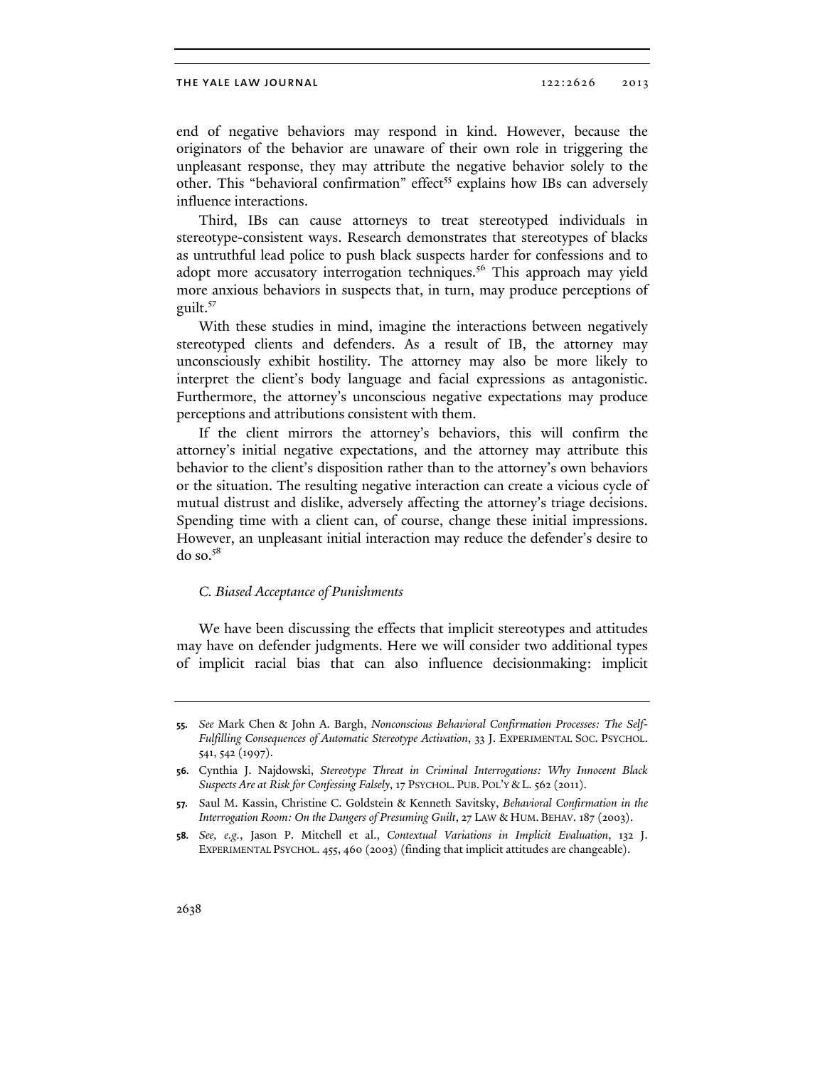end of negative behaviors may respond in kind. However, because the originators of the behavior are unaware of their own role in triggering the unpleasant response, they may attribute the negative behavior solely to the other. This "behavioral confirmation" effect[55] explains how IBs can adversely influence interactions.

Third, IBs can cause attorneys to treat stereotyped individuals in stereotype-consistent ways. Research demonstrates that stereotypes of blacks as untruthful lead police to push black suspects harder for confessions and to adopt more accusatory interrogation techniques.[56] This approach may yield more anxious behaviors in suspects that, in turn, may produce perceptions of guilt.[57]

With these studies in mind, imagine the interactions between negatively stereotyped clients and defenders. As a result of IB, the attorney may unconsciously exhibit hostility. The attorney may also be more likely to interpret the client's body language and facial expressions as antagonistic. Furthermore, the attorney's unconscious negative expectations may produce perceptions and attributions consistent with them.

If the client mirrors the attorney's behaviors, this will confirm the attorney's initial negative expectations, and the attorney may attribute this behavior to the client's disposition rather than to the attorney's own behaviors or the situation. The resulting negative interaction can create a vicious cycle of mutual distrust and dislike, adversely affecting the attorney's triage decisions. Spending time with a client can, of course, change these initial impressions. However, an unpleasant initial interaction may reduce the defender's desire to do so.[58]

### *C. Biased Acceptance of Punishments*

We have been discussing the effects that implicit stereotypes and attitudes may have on defender judgments. Here we will consider two additional types of implicit racial bias that can also influence decisionmaking: implicit

---

**55.** *See* Mark Chen & John A. Bargh, *Nonconscious Behavioral Confirmation Processes: The Self-Fulfilling Consequences of Automatic Stereotype Activation*, 33 J. EXPERIMENTAL SOC. PSYCHOL. 541, 542 (1997).

**56.** Cynthia J. Najdowski, *Stereotype Threat in Criminal Interrogations: Why Innocent Black Suspects Are at Risk for Confessing Falsely*, 17 PSYCHOL. PUB. POL'Y & L. 562 (2011).

**57.** Saul M. Kassin, Christine C. Goldstein & Kenneth Savitsky, *Behavioral Confirmation in the Interrogation Room: On the Dangers of Presuming Guilt*, 27 LAW & HUM. BEHAV. 187 (2003).

**58.** *See, e.g.*, Jason P. Mitchell et al., *Contextual Variations in Implicit Evaluation*, 132 J. EXPERIMENTAL PSYCHOL. 455, 460 (2003) (finding that implicit attitudes are changeable).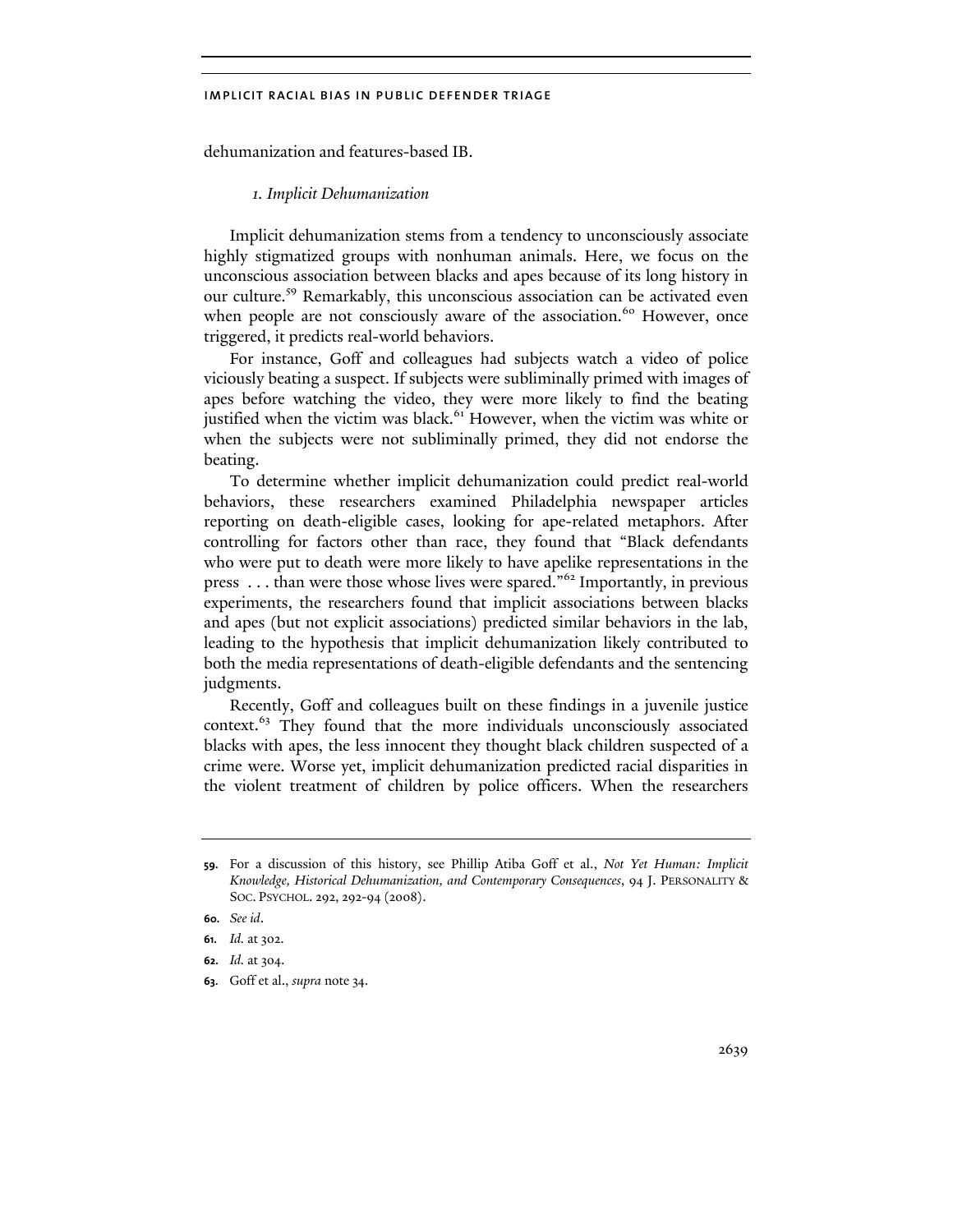dehumanization and features-based IB.

### *1. Implicit Dehumanization*

Implicit dehumanization stems from a tendency to unconsciously associate highly stigmatized groups with nonhuman animals. Here, we focus on the unconscious association between blacks and apes because of its long history in our culture.[59] Remarkably, this unconscious association can be activated even when people are not consciously aware of the association.[60] However, once triggered, it predicts real-world behaviors.

For instance, Goff and colleagues had subjects watch a video of police viciously beating a suspect. If subjects were subliminally primed with images of apes before watching the video, they were more likely to find the beating justified when the victim was black.[61] However, when the victim was white or when the subjects were not subliminally primed, they did not endorse the beating.

To determine whether implicit dehumanization could predict real-world behaviors, these researchers examined Philadelphia newspaper articles reporting on death-eligible cases, looking for ape-related metaphors. After controlling for factors other than race, they found that "Black defendants who were put to death were more likely to have apelike representations in the press . . . than were those whose lives were spared."[62] Importantly, in previous experiments, the researchers found that implicit associations between blacks and apes (but not explicit associations) predicted similar behaviors in the lab, leading to the hypothesis that implicit dehumanization likely contributed to both the media representations of death-eligible defendants and the sentencing judgments.

Recently, Goff and colleagues built on these findings in a juvenile justice context.[63] They found that the more individuals unconsciously associated blacks with apes, the less innocent they thought black children suspected of a crime were. Worse yet, implicit dehumanization predicted racial disparities in the violent treatment of children by police officers. When the researchers

---

59. For a discussion of this history, see Phillip Atiba Goff et al., *Not Yet Human: Implicit Knowledge, Historical Dehumanization, and Contemporary Consequences*, 94 J. PERSONALITY & SOC. PSYCHOL. 292, 292-94 (2008).

60. *See id*.

61. *Id.* at 302.

62. *Id.* at 304.

63. Goff et al., *supra* note 34.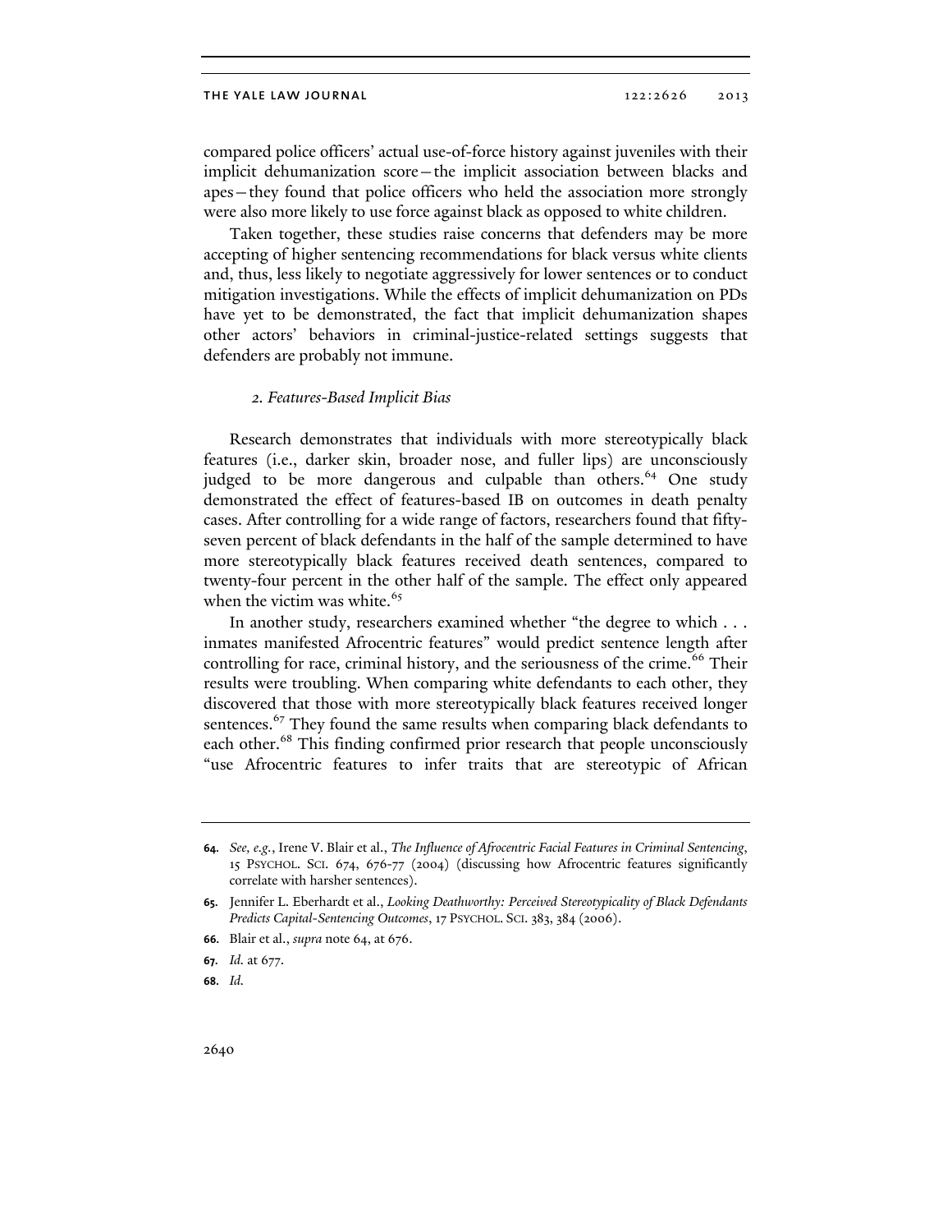compared police officers' actual use-of-force history against juveniles with their implicit dehumanization score—the implicit association between blacks and apes—they found that police officers who held the association more strongly were also more likely to use force against black as opposed to white children.

Taken together, these studies raise concerns that defenders may be more accepting of higher sentencing recommendations for black versus white clients and, thus, less likely to negotiate aggressively for lower sentences or to conduct mitigation investigations. While the effects of implicit dehumanization on PDs have yet to be demonstrated, the fact that implicit dehumanization shapes other actors' behaviors in criminal-justice-related settings suggests that defenders are probably not immune.

### *2. Features-Based Implicit Bias*

Research demonstrates that individuals with more stereotypically black features (i.e., darker skin, broader nose, and fuller lips) are unconsciously judged to be more dangerous and culpable than others.[64] One study demonstrated the effect of features-based IB on outcomes in death penalty cases. After controlling for a wide range of factors, researchers found that fifty-seven percent of black defendants in the half of the sample determined to have more stereotypically black features received death sentences, compared to twenty-four percent in the other half of the sample. The effect only appeared when the victim was white.[65]

In another study, researchers examined whether "the degree to which . . . inmates manifested Afrocentric features" would predict sentence length after controlling for race, criminal history, and the seriousness of the crime.[66] Their results were troubling. When comparing white defendants to each other, they discovered that those with more stereotypically black features received longer sentences.[67] They found the same results when comparing black defendants to each other.[68] This finding confirmed prior research that people unconsciously "use Afrocentric features to infer traits that are stereotypic of African

---

**64.** *See, e.g.*, Irene V. Blair et al., *The Influence of Afrocentric Facial Features in Criminal Sentencing*, 15 PSYCHOL. SCI. 674, 676-77 (2004) (discussing how Afrocentric features significantly correlate with harsher sentences).

**65.** Jennifer L. Eberhardt et al., *Looking Deathworthy: Perceived Stereotypicality of Black Defendants Predicts Capital-Sentencing Outcomes*, 17 PSYCHOL. SCI. 383, 384 (2006).

**66.** Blair et al., *supra* note 64, at 676.

**67.** *Id.* at 677.

**68.** *Id.*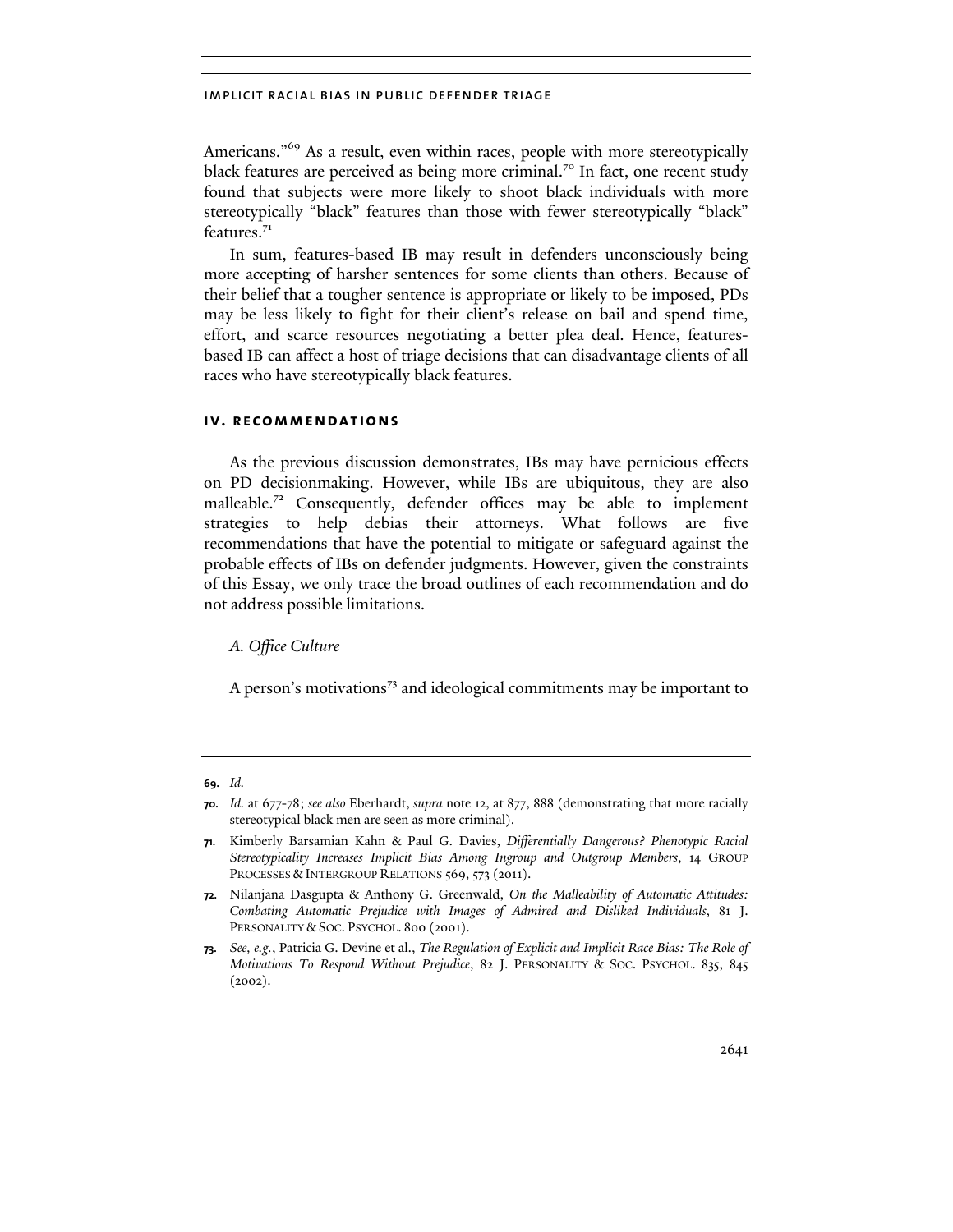Americans."[69] As a result, even within races, people with more stereotypically black features are perceived as being more criminal.[70] In fact, one recent study found that subjects were more likely to shoot black individuals with more stereotypically "black" features than those with fewer stereotypically "black" features.[71]

In sum, features-based IB may result in defenders unconsciously being more accepting of harsher sentences for some clients than others. Because of their belief that a tougher sentence is appropriate or likely to be imposed, PDs may be less likely to fight for their client's release on bail and spend time, effort, and scarce resources negotiating a better plea deal. Hence, features-based IB can affect a host of triage decisions that can disadvantage clients of all races who have stereotypically black features.

## IV. RECOMMENDATIONS

As the previous discussion demonstrates, IBs may have pernicious effects on PD decisionmaking. However, while IBs are ubiquitous, they are also malleable.[72] Consequently, defender offices may be able to implement strategies to help debias their attorneys. What follows are five recommendations that have the potential to mitigate or safeguard against the probable effects of IBs on defender judgments. However, given the constraints of this Essay, we only trace the broad outlines of each recommendation and do not address possible limitations.

### *A. Office Culture*

A person's motivations[73] and ideological commitments may be important to

---

69. *Id.*

70. *Id.* at 677-78; *see also* Eberhardt, *supra* note 12, at 877, 888 (demonstrating that more racially stereotypical black men are seen as more criminal).

71. Kimberly Barsamian Kahn & Paul G. Davies, *Differentially Dangerous? Phenotypic Racial Stereotypicality Increases Implicit Bias Among Ingroup and Outgroup Members*, 14 GROUP PROCESSES & INTERGROUP RELATIONS 569, 573 (2011).

72. Nilanjana Dasgupta & Anthony G. Greenwald, *On the Malleability of Automatic Attitudes: Combating Automatic Prejudice with Images of Admired and Disliked Individuals*, 81 J. PERSONALITY & SOC. PSYCHOL. 800 (2001).

73. *See, e.g.*, Patricia G. Devine et al., *The Regulation of Explicit and Implicit Race Bias: The Role of Motivations To Respond Without Prejudice*, 82 J. PERSONALITY & SOC. PSYCHOL. 835, 845 (2002).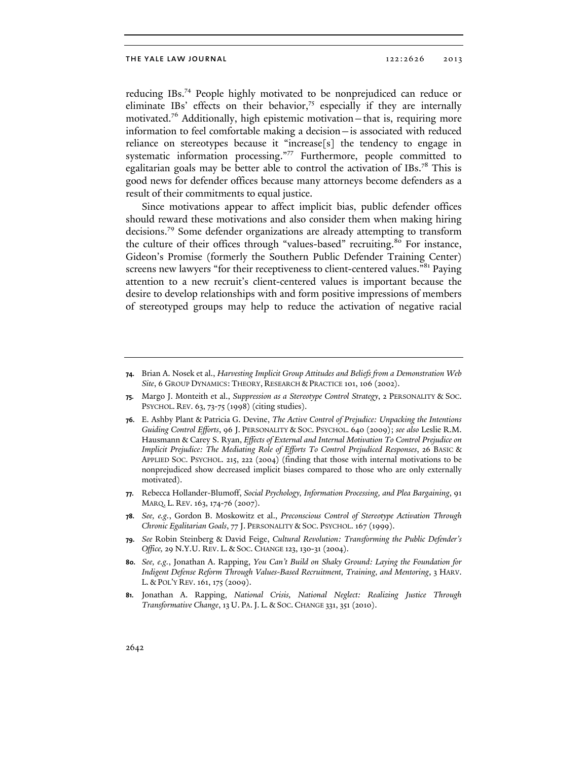reducing IBs.[74] People highly motivated to be nonprejudiced can reduce or eliminate IBs' effects on their behavior,[75] especially if they are internally motivated.[76] Additionally, high epistemic motivation—that is, requiring more information to feel comfortable making a decision—is associated with reduced reliance on stereotypes because it "increase[s] the tendency to engage in systematic information processing."[77] Furthermore, people committed to egalitarian goals may be better able to control the activation of IBs.[78] This is good news for defender offices because many attorneys become defenders as a result of their commitments to equal justice.

Since motivations appear to affect implicit bias, public defender offices should reward these motivations and also consider them when making hiring decisions.[79] Some defender organizations are already attempting to transform the culture of their offices through "values-based" recruiting.[80] For instance, Gideon's Promise (formerly the Southern Public Defender Training Center) screens new lawyers "for their receptiveness to client-centered values."[81] Paying attention to a new recruit's client-centered values is important because the desire to develop relationships with and form positive impressions of members of stereotyped groups may help to reduce the activation of negative racial

---

**74.** Brian A. Nosek et al., *Harvesting Implicit Group Attitudes and Beliefs from a Demonstration Web Site*, 6 GROUP DYNAMICS: THEORY, RESEARCH & PRACTICE 101, 106 (2002).

**75.** Margo J. Monteith et al., *Suppression as a Stereotype Control Strategy*, 2 PERSONALITY & SOC. PSYCHOL. REV. 63, 73-75 (1998) (citing studies).

**76.** E. Ashby Plant & Patricia G. Devine, *The Active Control of Prejudice: Unpacking the Intentions Guiding Control Efforts*, 96 J. PERSONALITY & SOC. PSYCHOL. 640 (2009); *see also* Leslie R.M. Hausmann & Carey S. Ryan, *Effects of External and Internal Motivation To Control Prejudice on Implicit Prejudice: The Mediating Role of Efforts To Control Prejudiced Responses*, 26 BASIC & APPLIED SOC. PSYCHOL. 215, 222 (2004) (finding that those with internal motivations to be nonprejudiced show decreased implicit biases compared to those who are only externally motivated).

**77.** Rebecca Hollander-Blumoff, *Social Psychology, Information Processing, and Plea Bargaining*, 91 MARQ. L. REV. 163, 174-76 (2007).

**78.** *See, e.g.*, Gordon B. Moskowitz et al., *Preconscious Control of Stereotype Activation Through Chronic Egalitarian Goals*, 77 J. PERSONALITY & SOC. PSYCHOL. 167 (1999).

**79.** *See* Robin Steinberg & David Feige, *Cultural Revolution: Transforming the Public Defender's Office*, 29 N.Y.U. REV. L. & SOC. CHANGE 123, 130-31 (2004).

**80.** *See, e.g.*, Jonathan A. Rapping, *You Can't Build on Shaky Ground: Laying the Foundation for Indigent Defense Reform Through Values-Based Recruitment, Training, and Mentoring*, 3 HARV. L. & POL'Y REV. 161, 175 (2009).

**81.** Jonathan A. Rapping, *National Crisis, National Neglect: Realizing Justice Through Transformative Change*, 13 U. PA. J. L. & SOC. CHANGE 331, 351 (2010).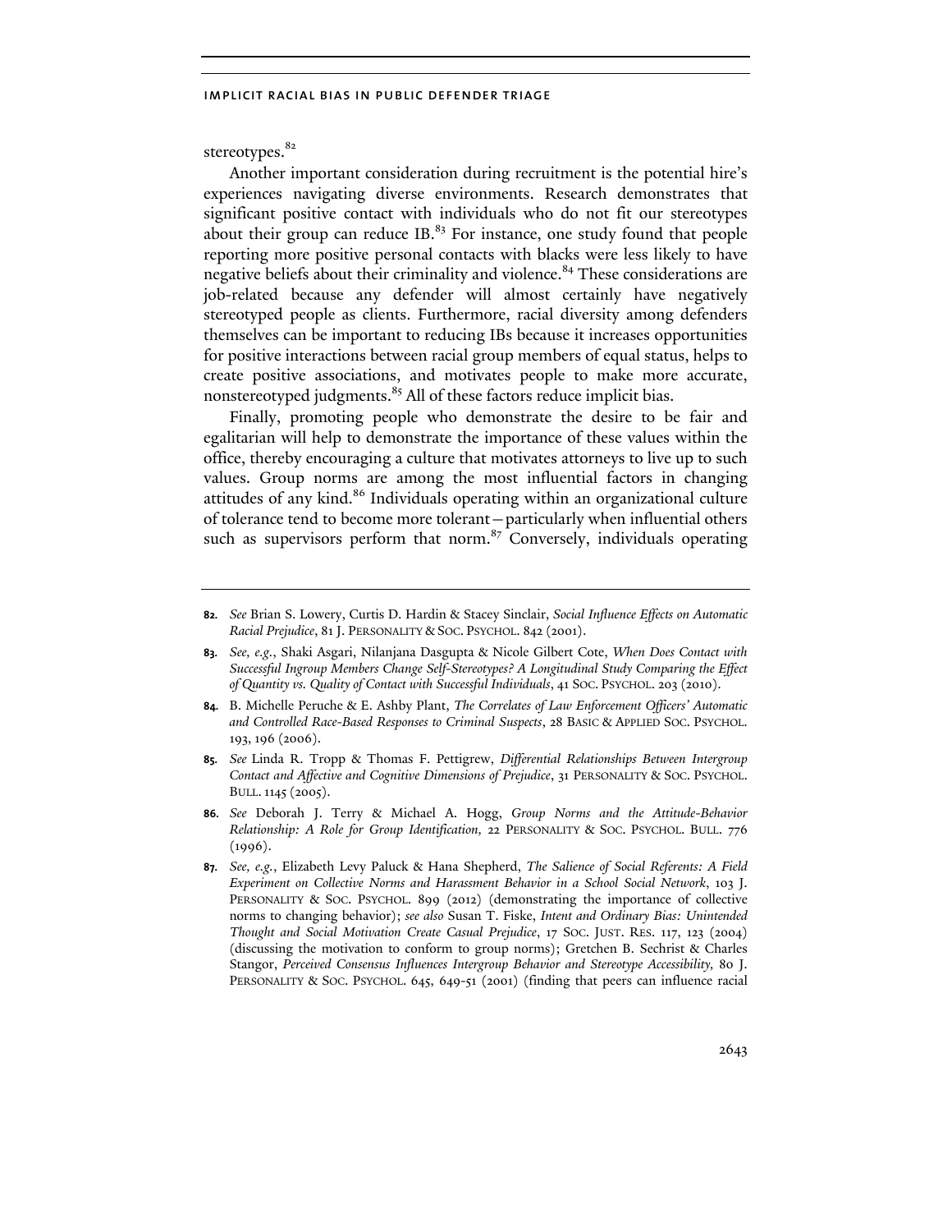stereotypes.[82]

Another important consideration during recruitment is the potential hire's experiences navigating diverse environments. Research demonstrates that significant positive contact with individuals who do not fit our stereotypes about their group can reduce IB.[83] For instance, one study found that people reporting more positive personal contacts with blacks were less likely to have negative beliefs about their criminality and violence.[84] These considerations are job-related because any defender will almost certainly have negatively stereotyped people as clients. Furthermore, racial diversity among defenders themselves can be important to reducing IBs because it increases opportunities for positive interactions between racial group members of equal status, helps to create positive associations, and motivates people to make more accurate, nonstereotyped judgments.[85] All of these factors reduce implicit bias.

Finally, promoting people who demonstrate the desire to be fair and egalitarian will help to demonstrate the importance of these values within the office, thereby encouraging a culture that motivates attorneys to live up to such values. Group norms are among the most influential factors in changing attitudes of any kind.[86] Individuals operating within an organizational culture of tolerance tend to become more tolerant—particularly when influential others such as supervisors perform that norm.[87] Conversely, individuals operating

---

**82.** *See* Brian S. Lowery, Curtis D. Hardin & Stacey Sinclair, *Social Influence Effects on Automatic Racial Prejudice*, 81 J. PERSONALITY & SOC. PSYCHOL. 842 (2001).

**83.** *See, e.g.*, Shaki Asgari, Nilanjana Dasgupta & Nicole Gilbert Cote, *When Does Contact with Successful Ingroup Members Change Self-Stereotypes? A Longitudinal Study Comparing the Effect of Quantity vs. Quality of Contact with Successful Individuals*, 41 SOC. PSYCHOL. 203 (2010).

**84.** B. Michelle Peruche & E. Ashby Plant, *The Correlates of Law Enforcement Officers' Automatic and Controlled Race-Based Responses to Criminal Suspects*, 28 BASIC & APPLIED SOC. PSYCHOL. 193, 196 (2006).

**85.** *See* Linda R. Tropp & Thomas F. Pettigrew, *Differential Relationships Between Intergroup Contact and Affective and Cognitive Dimensions of Prejudice*, 31 PERSONALITY & SOC. PSYCHOL. BULL. 1145 (2005).

**86.** *See* Deborah J. Terry & Michael A. Hogg, *Group Norms and the Attitude-Behavior Relationship: A Role for Group Identification,* 22 PERSONALITY & SOC. PSYCHOL. BULL. 776 (1996).

**87.** *See, e.g.*, Elizabeth Levy Paluck & Hana Shepherd, *The Salience of Social Referents: A Field Experiment on Collective Norms and Harassment Behavior in a School Social Network*, 103 J. PERSONALITY & SOC. PSYCHOL. 899 (2012) (demonstrating the importance of collective norms to changing behavior); *see also* Susan T. Fiske, *Intent and Ordinary Bias: Unintended Thought and Social Motivation Create Casual Prejudice*, 17 SOC. JUST. RES. 117, 123 (2004) (discussing the motivation to conform to group norms); Gretchen B. Sechrist & Charles Stangor, *Perceived Consensus Influences Intergroup Behavior and Stereotype Accessibility,* 80 J. PERSONALITY & SOC. PSYCHOL. 645, 649-51 (2001) (finding that peers can influence racial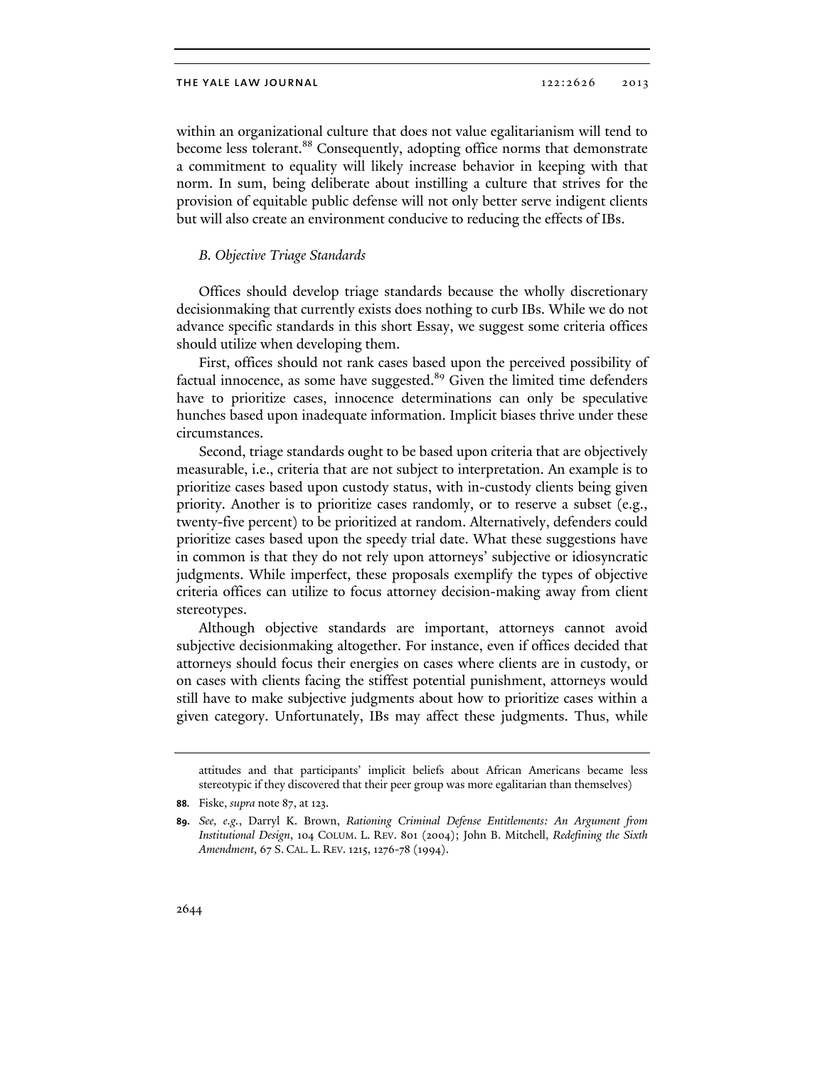within an organizational culture that does not value egalitarianism will tend to become less tolerant.[88] Consequently, adopting office norms that demonstrate a commitment to equality will likely increase behavior in keeping with that norm. In sum, being deliberate about instilling a culture that strives for the provision of equitable public defense will not only better serve indigent clients but will also create an environment conducive to reducing the effects of IBs.

### *B. Objective Triage Standards*

Offices should develop triage standards because the wholly discretionary decisionmaking that currently exists does nothing to curb IBs. While we do not advance specific standards in this short Essay, we suggest some criteria offices should utilize when developing them.

First, offices should not rank cases based upon the perceived possibility of factual innocence, as some have suggested.[89] Given the limited time defenders have to prioritize cases, innocence determinations can only be speculative hunches based upon inadequate information. Implicit biases thrive under these circumstances.

Second, triage standards ought to be based upon criteria that are objectively measurable, i.e., criteria that are not subject to interpretation. An example is to prioritize cases based upon custody status, with in-custody clients being given priority. Another is to prioritize cases randomly, or to reserve a subset (e.g., twenty-five percent) to be prioritized at random. Alternatively, defenders could prioritize cases based upon the speedy trial date. What these suggestions have in common is that they do not rely upon attorneys' subjective or idiosyncratic judgments. While imperfect, these proposals exemplify the types of objective criteria offices can utilize to focus attorney decision-making away from client stereotypes.

Although objective standards are important, attorneys cannot avoid subjective decisionmaking altogether. For instance, even if offices decided that attorneys should focus their energies on cases where clients are in custody, or on cases with clients facing the stiffest potential punishment, attorneys would still have to make subjective judgments about how to prioritize cases within a given category. Unfortunately, IBs may affect these judgments. Thus, while

---

attitudes and that participants' implicit beliefs about African Americans became less stereotypic if they discovered that their peer group was more egalitarian than themselves)

**88.** Fiske, *supra* note 87, at 123.

**89.** *See, e.g.*, Darryl K. Brown, *Rationing Criminal Defense Entitlements: An Argument from Institutional Design*, 104 COLUM. L. REV. 801 (2004); John B. Mitchell, *Redefining the Sixth Amendment*, 67 S. CAL. L. REV. 1215, 1276-78 (1994).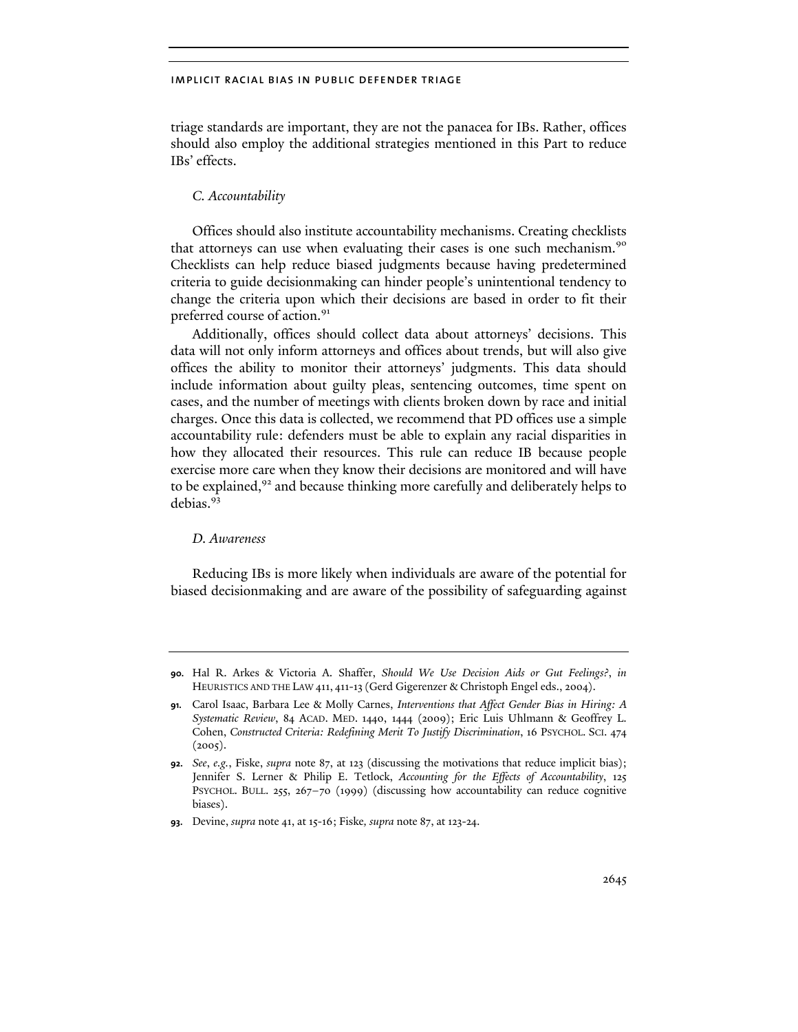triage standards are important, they are not the panacea for IBs. Rather, offices should also employ the additional strategies mentioned in this Part to reduce IBs' effects.

### *C. Accountability*

Offices should also institute accountability mechanisms. Creating checklists that attorneys can use when evaluating their cases is one such mechanism.[90] Checklists can help reduce biased judgments because having predetermined criteria to guide decisionmaking can hinder people's unintentional tendency to change the criteria upon which their decisions are based in order to fit their preferred course of action.[91]

Additionally, offices should collect data about attorneys' decisions. This data will not only inform attorneys and offices about trends, but will also give offices the ability to monitor their attorneys' judgments. This data should include information about guilty pleas, sentencing outcomes, time spent on cases, and the number of meetings with clients broken down by race and initial charges. Once this data is collected, we recommend that PD offices use a simple accountability rule: defenders must be able to explain any racial disparities in how they allocated their resources. This rule can reduce IB because people exercise more care when they know their decisions are monitored and will have to be explained,[92] and because thinking more carefully and deliberately helps to debias.[93]

### *D. Awareness*

Reducing IBs is more likely when individuals are aware of the potential for biased decisionmaking and are aware of the possibility of safeguarding against

---

**90.** Hal R. Arkes & Victoria A. Shaffer, *Should We Use Decision Aids or Gut Feelings?*, *in* HEURISTICS AND THE LAW 411, 411-13 (Gerd Gigerenzer & Christoph Engel eds., 2004).

**91.** Carol Isaac, Barbara Lee & Molly Carnes, *Interventions that Affect Gender Bias in Hiring: A Systematic Review*, 84 ACAD. MED. 1440, 1444 (2009); Eric Luis Uhlmann & Geoffrey L. Cohen, *Constructed Criteria: Redefining Merit To Justify Discrimination*, 16 PSYCHOL. SCI. 474 (2005).

**92.** *See*, *e.g.*, Fiske, *supra* note 87, at 123 (discussing the motivations that reduce implicit bias); Jennifer S. Lerner & Philip E. Tetlock, *Accounting for the Effects of Accountability*, 125 PSYCHOL. BULL. 255, 267–70 (1999) (discussing how accountability can reduce cognitive biases).

**93.** Devine, *supra* note 41, at 15-16; Fiske, *supra* note 87, at 123-24.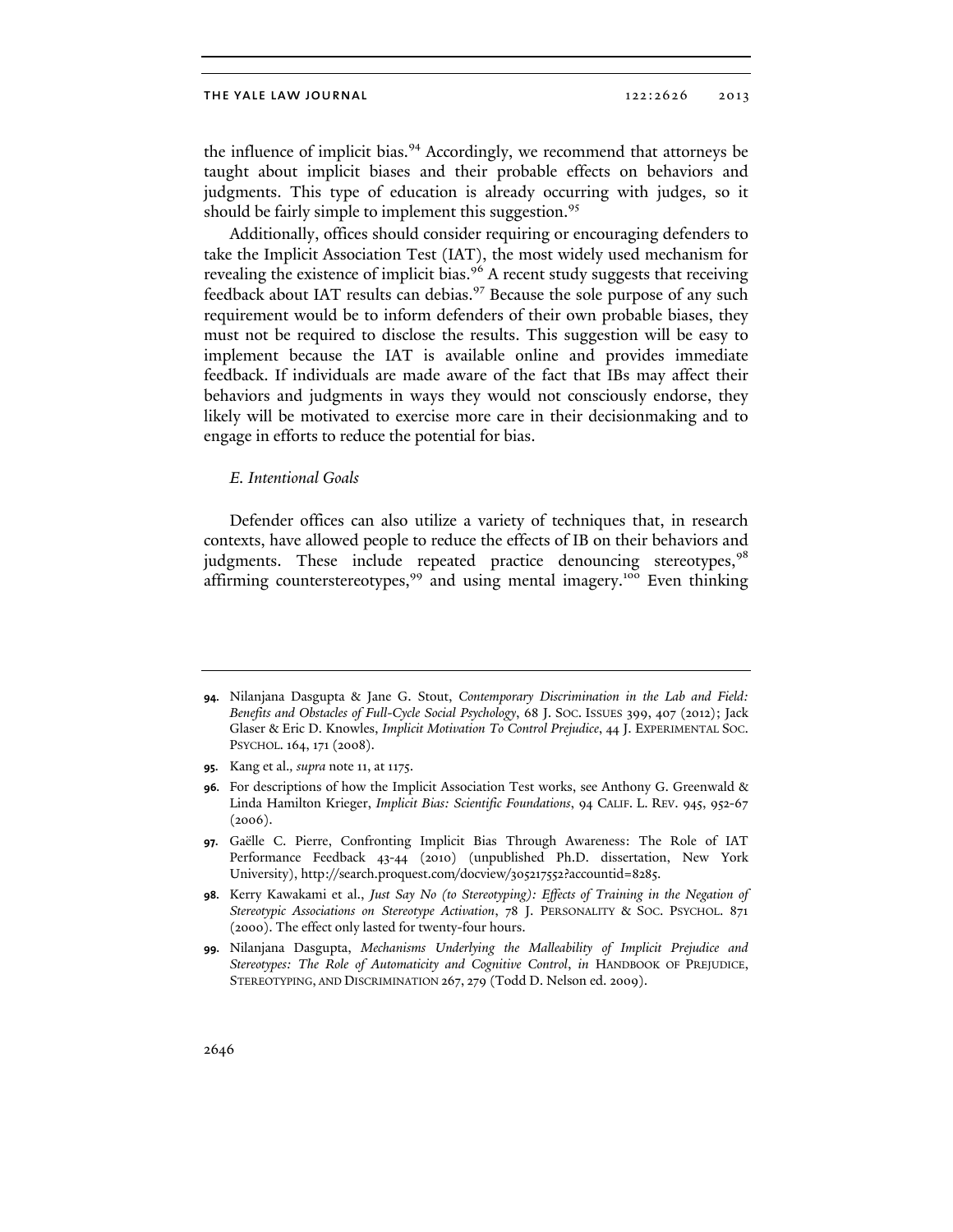the influence of implicit bias.[94] Accordingly, we recommend that attorneys be taught about implicit biases and their probable effects on behaviors and judgments. This type of education is already occurring with judges, so it should be fairly simple to implement this suggestion.[95]

Additionally, offices should consider requiring or encouraging defenders to take the Implicit Association Test (IAT), the most widely used mechanism for revealing the existence of implicit bias.[96] A recent study suggests that receiving feedback about IAT results can debias.[97] Because the sole purpose of any such requirement would be to inform defenders of their own probable biases, they must not be required to disclose the results. This suggestion will be easy to implement because the IAT is available online and provides immediate feedback. If individuals are made aware of the fact that IBs may affect their behaviors and judgments in ways they would not consciously endorse, they likely will be motivated to exercise more care in their decisionmaking and to engage in efforts to reduce the potential for bias.

### *E. Intentional Goals*

Defender offices can also utilize a variety of techniques that, in research contexts, have allowed people to reduce the effects of IB on their behaviors and judgments. These include repeated practice denouncing stereotypes,[98] affirming counterstereotypes,[99] and using mental imagery.[100] Even thinking

---

94. Nilanjana Dasgupta & Jane G. Stout, *Contemporary Discrimination in the Lab and Field: Benefits and Obstacles of Full-Cycle Social Psychology*, 68 J. SOC. ISSUES 399, 407 (2012); Jack Glaser & Eric D. Knowles, *Implicit Motivation To Control Prejudice*, 44 J. EXPERIMENTAL SOC. PSYCHOL. 164, 171 (2008).

95. Kang et al., *supra* note 11, at 1175.

96. For descriptions of how the Implicit Association Test works, see Anthony G. Greenwald & Linda Hamilton Krieger, *Implicit Bias: Scientific Foundations*, 94 CALIF. L. REV. 945, 952-67 (2006).

97. Gaëlle C. Pierre, Confronting Implicit Bias Through Awareness: The Role of IAT Performance Feedback 43-44 (2010) (unpublished Ph.D. dissertation, New York University), http://search.proquest.com/docview/305217552?accountid=8285.

98. Kerry Kawakami et al., *Just Say No (to Stereotyping): Effects of Training in the Negation of Stereotypic Associations on Stereotype Activation*, 78 J. PERSONALITY & SOC. PSYCHOL. 871 (2000). The effect only lasted for twenty-four hours.

99. Nilanjana Dasgupta, *Mechanisms Underlying the Malleability of Implicit Prejudice and Stereotypes: The Role of Automaticity and Cognitive Control*, *in* HANDBOOK OF PREJUDICE, STEREOTYPING, AND DISCRIMINATION 267, 279 (Todd D. Nelson ed. 2009).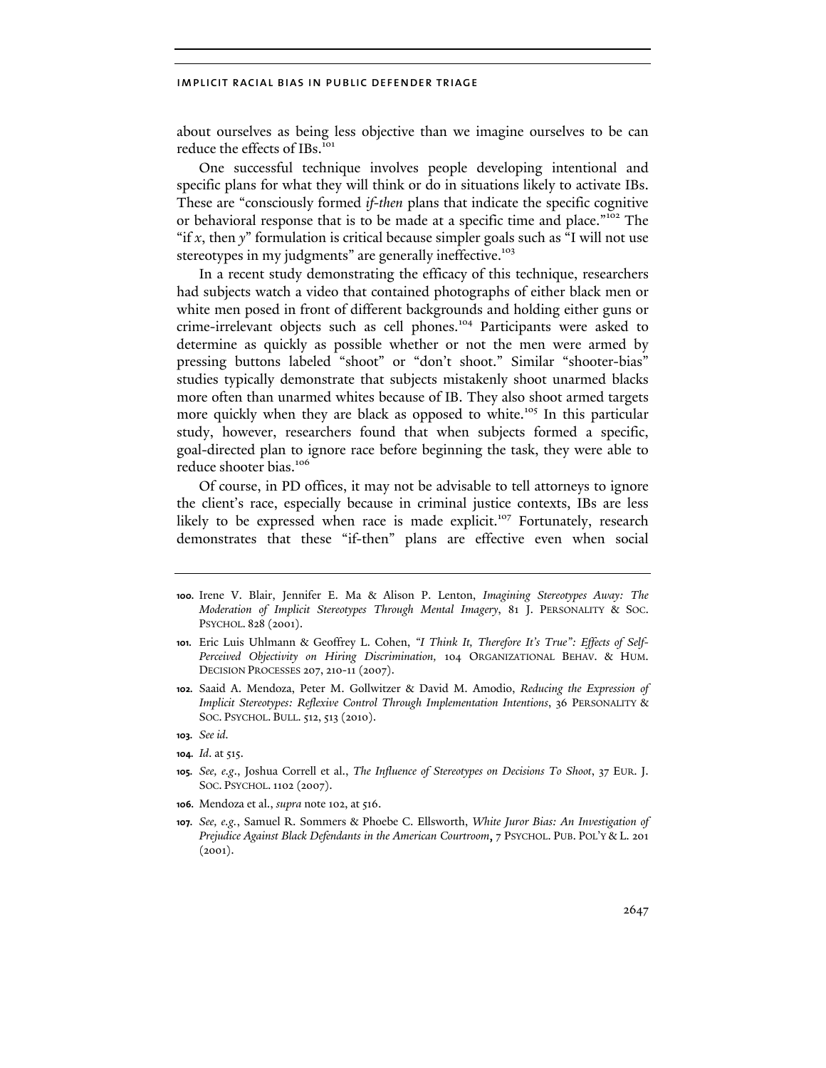about ourselves as being less objective than we imagine ourselves to be can reduce the effects of IBs.[101]

One successful technique involves people developing intentional and specific plans for what they will think or do in situations likely to activate IBs. These are "consciously formed *if-then* plans that indicate the specific cognitive or behavioral response that is to be made at a specific time and place."[102] The "if *x*, then *y*" formulation is critical because simpler goals such as "I will not use stereotypes in my judgments" are generally ineffective.[103]

In a recent study demonstrating the efficacy of this technique, researchers had subjects watch a video that contained photographs of either black men or white men posed in front of different backgrounds and holding either guns or crime-irrelevant objects such as cell phones.[104] Participants were asked to determine as quickly as possible whether or not the men were armed by pressing buttons labeled "shoot" or "don't shoot." Similar "shooter-bias" studies typically demonstrate that subjects mistakenly shoot unarmed blacks more often than unarmed whites because of IB. They also shoot armed targets more quickly when they are black as opposed to white.[105] In this particular study, however, researchers found that when subjects formed a specific, goal-directed plan to ignore race before beginning the task, they were able to reduce shooter bias.[106]

Of course, in PD offices, it may not be advisable to tell attorneys to ignore the client's race, especially because in criminal justice contexts, IBs are less likely to be expressed when race is made explicit.[107] Fortunately, research demonstrates that these "if-then" plans are effective even when social

---

**100.** Irene V. Blair, Jennifer E. Ma & Alison P. Lenton, *Imagining Stereotypes Away: The Moderation of Implicit Stereotypes Through Mental Imagery*, 81 J. PERSONALITY & SOC. PSYCHOL. 828 (2001).

**101.** Eric Luis Uhlmann & Geoffrey L. Cohen, *"I Think It, Therefore It's True": Effects of Self-Perceived Objectivity on Hiring Discrimination*, 104 ORGANIZATIONAL BEHAV. & HUM. DECISION PROCESSES 207, 210-11 (2007).

**102.** Saaid A. Mendoza, Peter M. Gollwitzer & David M. Amodio, *Reducing the Expression of Implicit Stereotypes: Reflexive Control Through Implementation Intentions*, 36 PERSONALITY & SOC. PSYCHOL. BULL. 512, 513 (2010).

**103.** *See id.*

**104.** *Id.* at 515.

**105.** *See, e.g.*, Joshua Correll et al., *The Influence of Stereotypes on Decisions To Shoot*, 37 EUR. J. SOC. PSYCHOL. 1102 (2007).

**106.** Mendoza et al., *supra* note 102, at 516.

**107.** *See, e.g.*, Samuel R. Sommers & Phoebe C. Ellsworth, *White Juror Bias: An Investigation of Prejudice Against Black Defendants in the American Courtroom*, 7 PSYCHOL. PUB. POL'Y & L. 201 (2001).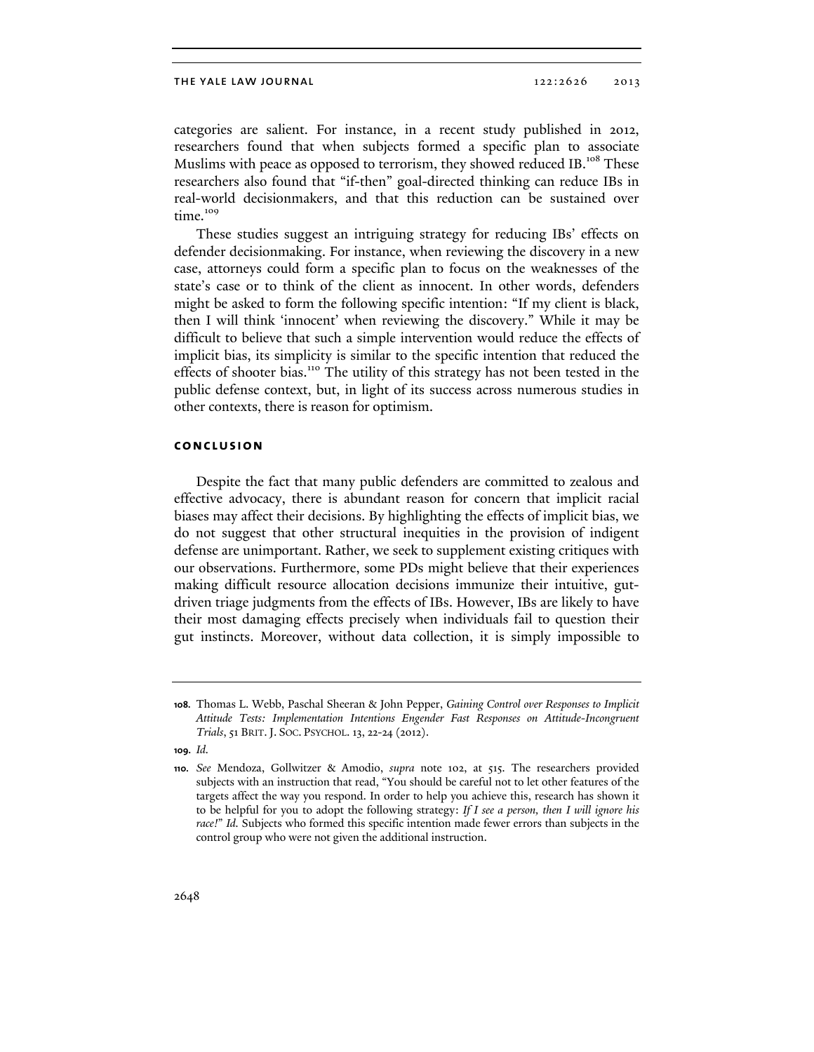categories are salient. For instance, in a recent study published in 2012, researchers found that when subjects formed a specific plan to associate Muslims with peace as opposed to terrorism, they showed reduced IB.[108] These researchers also found that "if-then" goal-directed thinking can reduce IBs in real-world decisionmakers, and that this reduction can be sustained over time.[109]

These studies suggest an intriguing strategy for reducing IBs' effects on defender decisionmaking. For instance, when reviewing the discovery in a new case, attorneys could form a specific plan to focus on the weaknesses of the state's case or to think of the client as innocent. In other words, defenders might be asked to form the following specific intention: "If my client is black, then I will think 'innocent' when reviewing the discovery." While it may be difficult to believe that such a simple intervention would reduce the effects of implicit bias, its simplicity is similar to the specific intention that reduced the effects of shooter bias.[110] The utility of this strategy has not been tested in the public defense context, but, in light of its success across numerous studies in other contexts, there is reason for optimism.

## CONCLUSION

Despite the fact that many public defenders are committed to zealous and effective advocacy, there is abundant reason for concern that implicit racial biases may affect their decisions. By highlighting the effects of implicit bias, we do not suggest that other structural inequities in the provision of indigent defense are unimportant. Rather, we seek to supplement existing critiques with our observations. Furthermore, some PDs might believe that their experiences making difficult resource allocation decisions immunize their intuitive, gut-driven triage judgments from the effects of IBs. However, IBs are likely to have their most damaging effects precisely when individuals fail to question their gut instincts. Moreover, without data collection, it is simply impossible to

---

**108.** Thomas L. Webb, Paschal Sheeran & John Pepper, *Gaining Control over Responses to Implicit Attitude Tests: Implementation Intentions Engender Fast Responses on Attitude-Incongruent Trials*, 51 BRIT. J. SOC. PSYCHOL. 13, 22-24 (2012).

**109.** *Id.*

**110.** *See* Mendoza, Gollwitzer & Amodio, *supra* note 102, at 515. The researchers provided subjects with an instruction that read, "You should be careful not to let other features of the targets affect the way you respond. In order to help you achieve this, research has shown it to be helpful for you to adopt the following strategy: *If I see a person, then I will ignore his race!*" *Id.* Subjects who formed this specific intention made fewer errors than subjects in the control group who were not given the additional instruction.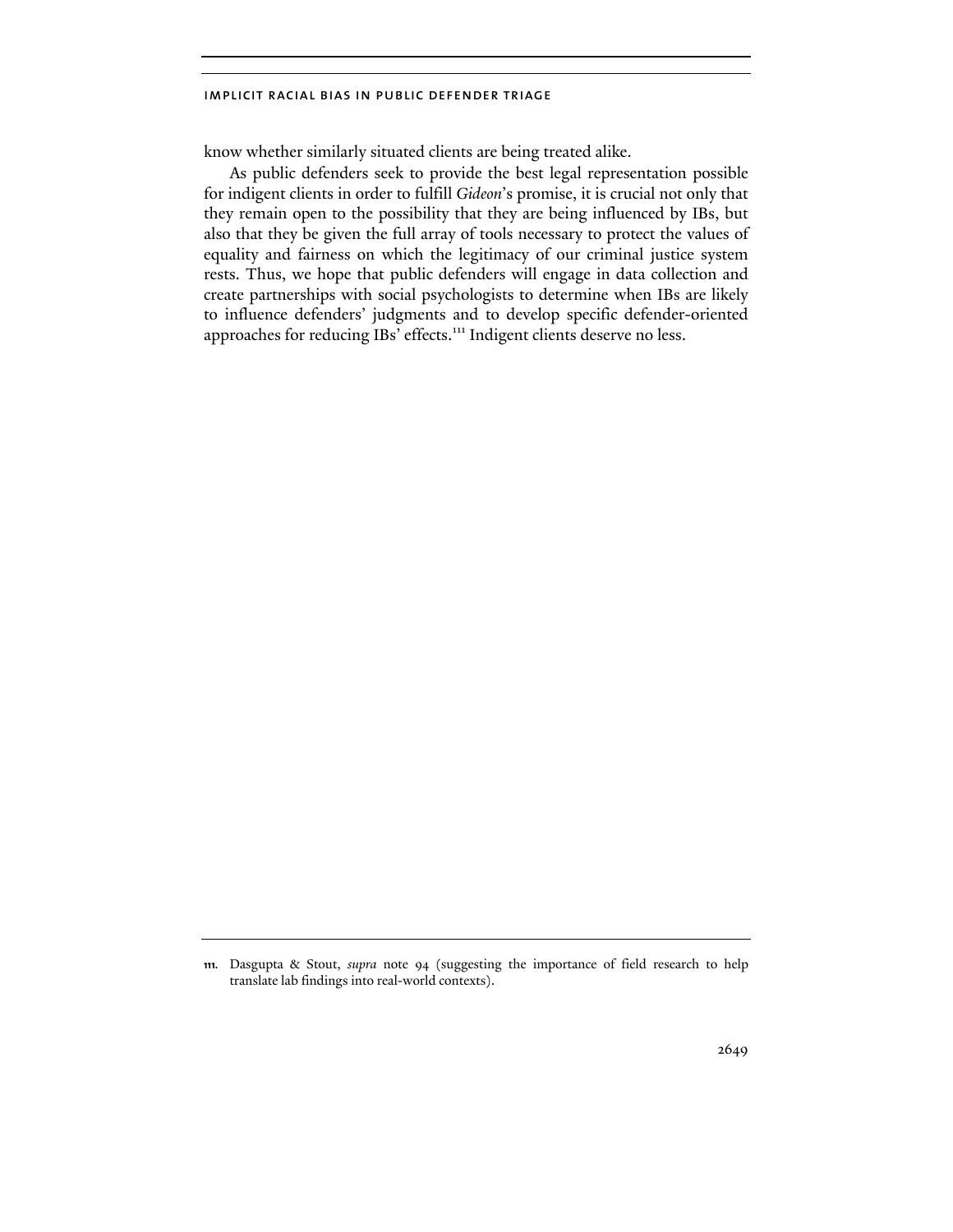know whether similarly situated clients are being treated alike.

As public defenders seek to provide the best legal representation possible for indigent clients in order to fulfill *Gideon*'s promise, it is crucial not only that they remain open to the possibility that they are being influenced by IBs, but also that they be given the full array of tools necessary to protect the values of equality and fairness on which the legitimacy of our criminal justice system rests. Thus, we hope that public defenders will engage in data collection and create partnerships with social psychologists to determine when IBs are likely to influence defenders' judgments and to develop specific defender-oriented approaches for reducing IBs' effects.[111] Indigent clients deserve no less.

---

111. Dasgupta & Stout, *supra* note 94 (suggesting the importance of field research to help translate lab findings into real-world contexts).